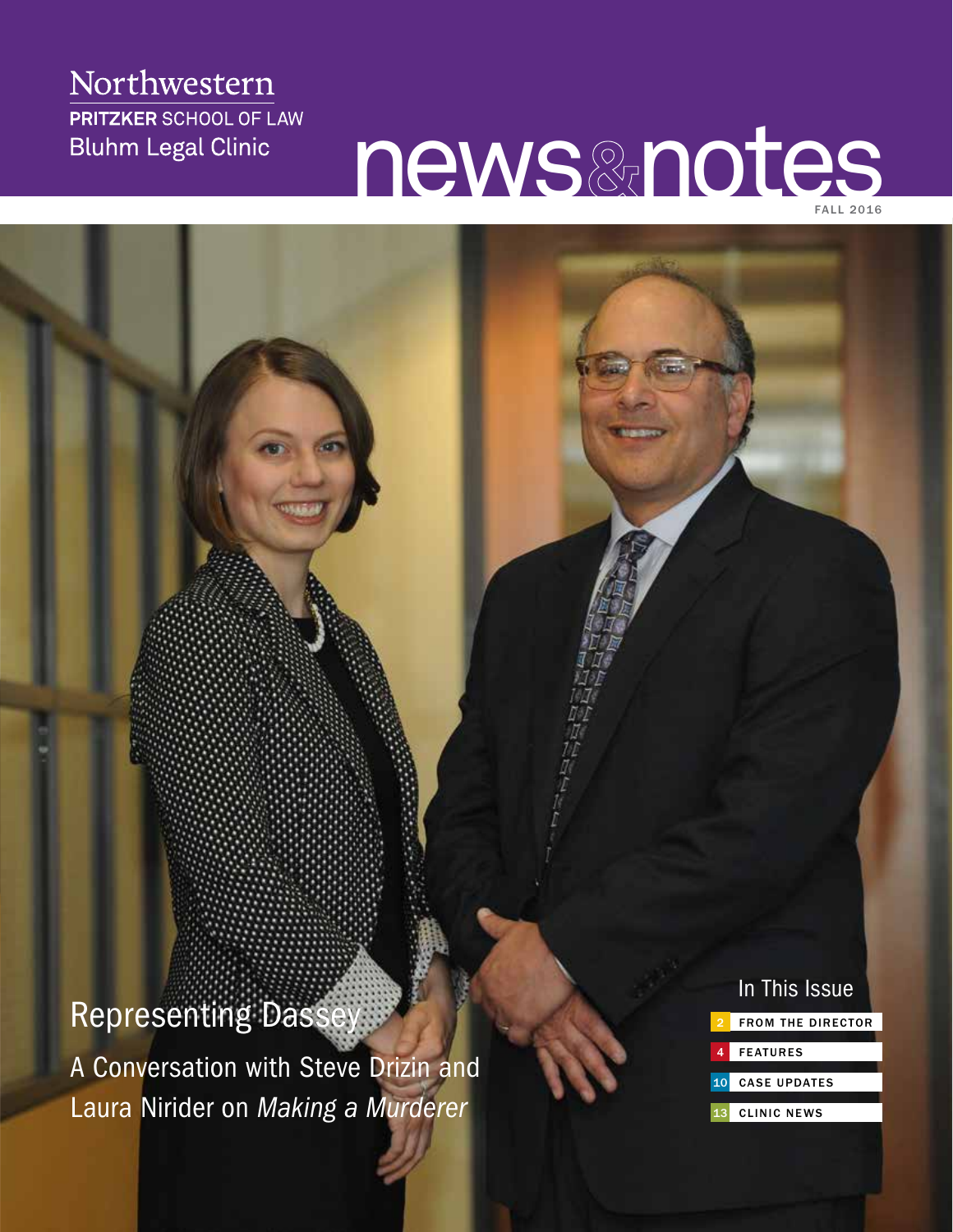Northwestern
**PRITZKER** SCHOOL OF LAW
Bluhm Legal Clinic

# news&notes

FALL 2016

## Representing Dassey

A Conversation with Steve Drizin and Laura Nirider on *Making a Murderer*

### In This Issue

- 2 FROM THE DIRECTOR
- 4 FEATURES
- 10 CASE UPDATES
- 13 CLINIC NEWS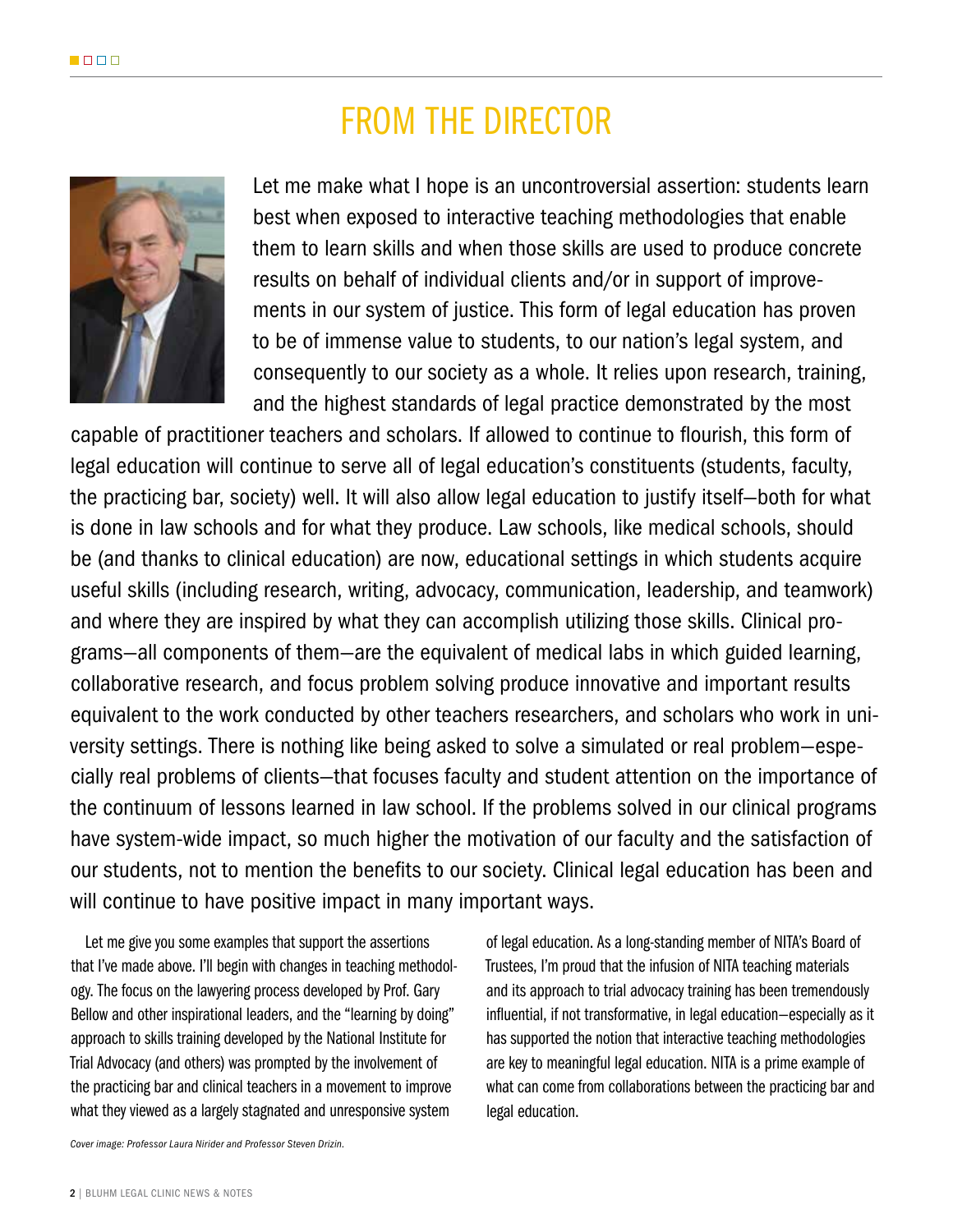# FROM THE DIRECTOR

Let me make what I hope is an uncontroversial assertion: students learn best when exposed to interactive teaching methodologies that enable them to learn skills and when those skills are used to produce concrete results on behalf of individual clients and/or in support of improvements in our system of justice. This form of legal education has proven to be of immense value to students, to our nation's legal system, and consequently to our society as a whole. It relies upon research, training, and the highest standards of legal practice demonstrated by the most capable of practitioner teachers and scholars. If allowed to continue to flourish, this form of legal education will continue to serve all of legal education's constituents (students, faculty, the practicing bar, society) well. It will also allow legal education to justify itself—both for what is done in law schools and for what they produce. Law schools, like medical schools, should be (and thanks to clinical education) are now, educational settings in which students acquire useful skills (including research, writing, advocacy, communication, leadership, and teamwork) and where they are inspired by what they can accomplish utilizing those skills. Clinical programs—all components of them—are the equivalent of medical labs in which guided learning, collaborative research, and focus problem solving produce innovative and important results equivalent to the work conducted by other teachers researchers, and scholars who work in university settings. There is nothing like being asked to solve a simulated or real problem—especially real problems of clients—that focuses faculty and student attention on the importance of the continuum of lessons learned in law school. If the problems solved in our clinical programs have system-wide impact, so much higher the motivation of our faculty and the satisfaction of our students, not to mention the benefits to our society. Clinical legal education has been and will continue to have positive impact in many important ways.

Let me give you some examples that support the assertions that I've made above. I'll begin with changes in teaching methodology. The focus on the lawyering process developed by Prof. Gary Bellow and other inspirational leaders, and the "learning by doing" approach to skills training developed by the National Institute for Trial Advocacy (and others) was prompted by the involvement of the practicing bar and clinical teachers in a movement to improve what they viewed as a largely stagnated and unresponsive system of legal education. As a long-standing member of NITA's Board of Trustees, I'm proud that the infusion of NITA teaching materials and its approach to trial advocacy training has been tremendously influential, if not transformative, in legal education—especially as it has supported the notion that interactive teaching methodologies are key to meaningful legal education. NITA is a prime example of what can come from collaborations between the practicing bar and legal education.

*Cover image: Professor Laura Nirider and Professor Steven Drizin.*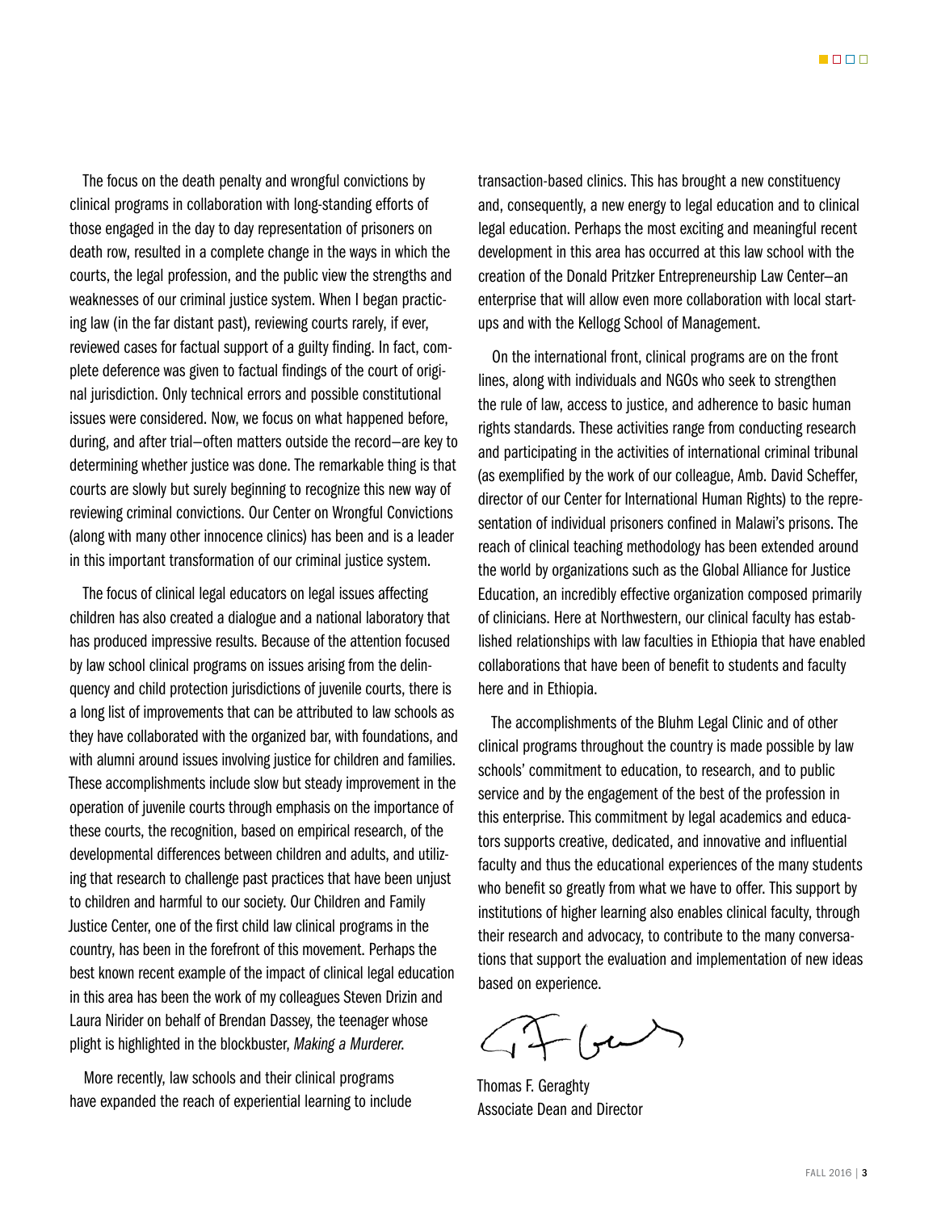The focus on the death penalty and wrongful convictions by clinical programs in collaboration with long-standing efforts of those engaged in the day to day representation of prisoners on death row, resulted in a complete change in the ways in which the courts, the legal profession, and the public view the strengths and weaknesses of our criminal justice system. When I began practicing law (in the far distant past), reviewing courts rarely, if ever, reviewed cases for factual support of a guilty finding. In fact, complete deference was given to factual findings of the court of original jurisdiction. Only technical errors and possible constitutional issues were considered. Now, we focus on what happened before, during, and after trial—often matters outside the record—are key to determining whether justice was done. The remarkable thing is that courts are slowly but surely beginning to recognize this new way of reviewing criminal convictions. Our Center on Wrongful Convictions (along with many other innocence clinics) has been and is a leader in this important transformation of our criminal justice system.

The focus of clinical legal educators on legal issues affecting children has also created a dialogue and a national laboratory that has produced impressive results. Because of the attention focused by law school clinical programs on issues arising from the delinquency and child protection jurisdictions of juvenile courts, there is a long list of improvements that can be attributed to law schools as they have collaborated with the organized bar, with foundations, and with alumni around issues involving justice for children and families. These accomplishments include slow but steady improvement in the operation of juvenile courts through emphasis on the importance of these courts, the recognition, based on empirical research, of the developmental differences between children and adults, and utilizing that research to challenge past practices that have been unjust to children and harmful to our society. Our Children and Family Justice Center, one of the first child law clinical programs in the country, has been in the forefront of this movement. Perhaps the best known recent example of the impact of clinical legal education in this area has been the work of my colleagues Steven Drizin and Laura Nirider on behalf of Brendan Dassey, the teenager whose plight is highlighted in the blockbuster, *Making a Murderer*.

More recently, law schools and their clinical programs have expanded the reach of experiential learning to include transaction-based clinics. This has brought a new constituency and, consequently, a new energy to legal education and to clinical legal education. Perhaps the most exciting and meaningful recent development in this area has occurred at this law school with the creation of the Donald Pritzker Entrepreneurship Law Center—an enterprise that will allow even more collaboration with local start-ups and with the Kellogg School of Management.

On the international front, clinical programs are on the front lines, along with individuals and NGOs who seek to strengthen the rule of law, access to justice, and adherence to basic human rights standards. These activities range from conducting research and participating in the activities of international criminal tribunal (as exemplified by the work of our colleague, Amb. David Scheffer, director of our Center for International Human Rights) to the representation of individual prisoners confined in Malawi's prisons. The reach of clinical teaching methodology has been extended around the world by organizations such as the Global Alliance for Justice Education, an incredibly effective organization composed primarily of clinicians. Here at Northwestern, our clinical faculty has established relationships with law faculties in Ethiopia that have enabled collaborations that have been of benefit to students and faculty here and in Ethiopia.

The accomplishments of the Bluhm Legal Clinic and of other clinical programs throughout the country is made possible by law schools' commitment to education, to research, and to public service and by the engagement of the best of the profession in this enterprise. This commitment by legal academics and educators supports creative, dedicated, and innovative and influential faculty and thus the educational experiences of the many students who benefit so greatly from what we have to offer. This support by institutions of higher learning also enables clinical faculty, through their research and advocacy, to contribute to the many conversations that support the evaluation and implementation of new ideas based on experience.

Thomas F. Geraghty  
Associate Dean and Director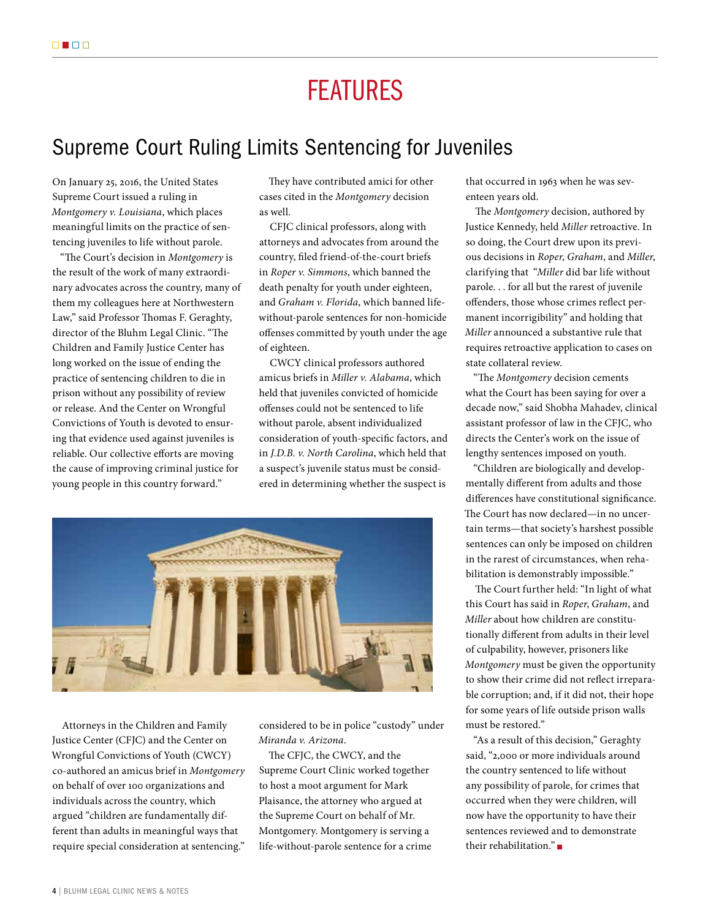# FEATURES

## Supreme Court Ruling Limits Sentencing for Juveniles

On January 25, 2016, the United States Supreme Court issued a ruling in *Montgomery v. Louisiana*, which places meaningful limits on the practice of sentencing juveniles to life without parole.

"The Court's decision in *Montgomery* is the result of the work of many extraordinary advocates across the country, many of them my colleagues here at Northwestern Law," said Professor Thomas F. Geraghty, director of the Bluhm Legal Clinic. "The Children and Family Justice Center has long worked on the issue of ending the practice of sentencing children to die in prison without any possibility of review or release. And the Center on Wrongful Convictions of Youth is devoted to ensuring that evidence used against juveniles is reliable. Our collective efforts are moving the cause of improving criminal justice for young people in this country forward."

Attorneys in the Children and Family Justice Center (CFJC) and the Center on Wrongful Convictions of Youth (CWCY) co-authored an amicus brief in *Montgomery* on behalf of over 100 organizations and individuals across the country, which argued "children are fundamentally different than adults in meaningful ways that require special consideration at sentencing."

They have contributed amici for other cases cited in the *Montgomery* decision as well.

CFJC clinical professors, along with attorneys and advocates from around the country, filed friend-of-the-court briefs in *Roper v. Simmons*, which banned the death penalty for youth under eighteen, and *Graham v. Florida*, which banned life-without-parole sentences for non-homicide offenses committed by youth under the age of eighteen.

CWCY clinical professors authored amicus briefs in *Miller v. Alabama*, which held that juveniles convicted of homicide offenses could not be sentenced to life without parole, absent individualized consideration of youth-specific factors, and in *J.D.B. v. North Carolina*, which held that a suspect's juvenile status must be considered in determining whether the suspect is considered to be in police "custody" under *Miranda v. Arizona*.

The CFJC, the CWCY, and the Supreme Court Clinic worked together to host a moot argument for Mark Plaisance, the attorney who argued at the Supreme Court on behalf of Mr. Montgomery. Montgomery is serving a life-without-parole sentence for a crime that occurred in 1963 when he was seventeen years old.

The *Montgomery* decision, authored by Justice Kennedy, held *Miller* retroactive. In so doing, the Court drew upon its previous decisions in *Roper*, *Graham*, and *Miller*, clarifying that "*Miller* did bar life without parole. . . for all but the rarest of juvenile offenders, those whose crimes reflect permanent incorrigibility" and holding that *Miller* announced a substantive rule that requires retroactive application to cases on state collateral review.

"The *Montgomery* decision cements what the Court has been saying for over a decade now," said Shobha Mahadev, clinical assistant professor of law in the CFJC, who directs the Center's work on the issue of lengthy sentences imposed on youth.

"Children are biologically and developmentally different from adults and those differences have constitutional significance. The Court has now declared—in no uncertain terms—that society's harshest possible sentences can only be imposed on children in the rarest of circumstances, when rehabilitation is demonstrably impossible."

The Court further held: "In light of what this Court has said in *Roper*, *Graham*, and *Miller* about how children are constitutionally different from adults in their level of culpability, however, prisoners like *Montgomery* must be given the opportunity to show their crime did not reflect irreparable corruption; and, if it did not, their hope for some years of life outside prison walls must be restored."

"As a result of this decision," Geraghty said, "2,000 or more individuals around the country sentenced to life without any possibility of parole, for crimes that occurred when they were children, will now have the opportunity to have their sentences reviewed and to demonstrate their rehabilitation."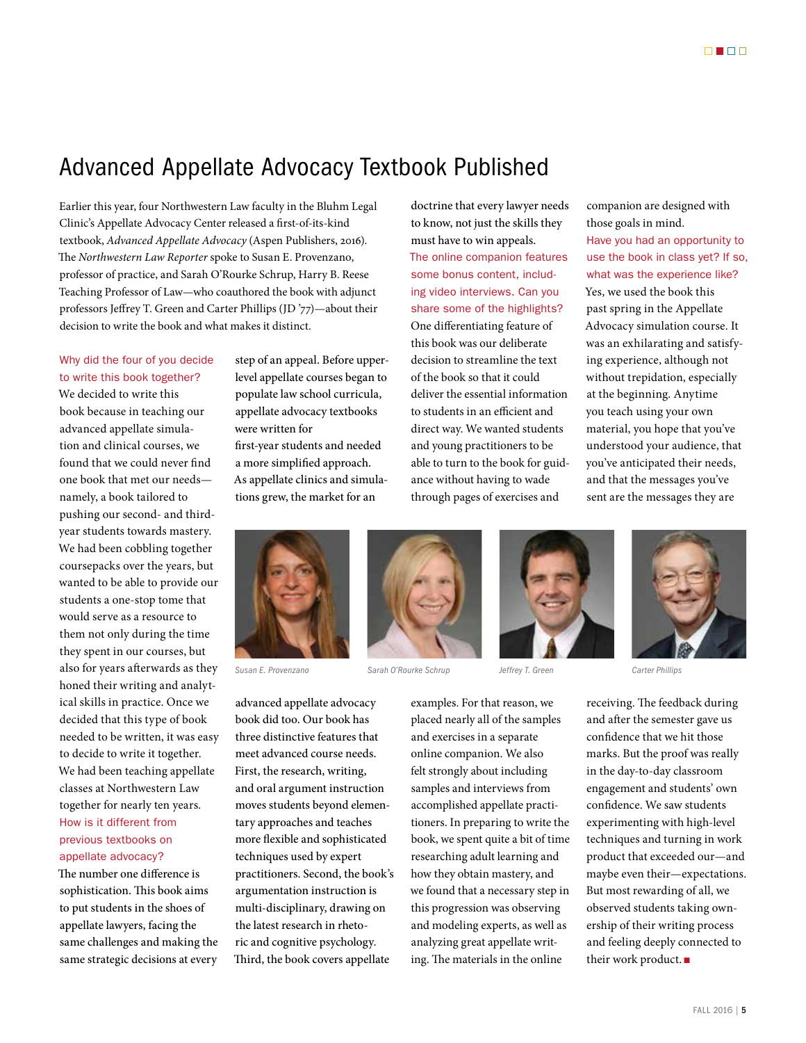# Advanced Appellate Advocacy Textbook Published

Earlier this year, four Northwestern Law faculty in the Bluhm Legal Clinic's Appellate Advocacy Center released a first-of-its-kind textbook, *Advanced Appellate Advocacy* (Aspen Publishers, 2016). The *Northwestern Law Reporter* spoke to Susan E. Provenzano, professor of practice, and Sarah O'Rourke Schrup, Harry B. Reese Teaching Professor of Law—who coauthored the book with adjunct professors Jeffrey T. Green and Carter Phillips (JD '77)—about their decision to write the book and what makes it distinct.

**Why did the four of you decide to write this book together?**

We decided to write this book because in teaching our advanced appellate simulation and clinical courses, we found that we could never find one book that met our needs—namely, a book tailored to pushing our second- and third-year students towards mastery. We had been cobbling together coursepacks over the years, but wanted to be able to provide our students a one-stop tome that would serve as a resource to them not only during the time they spent in our courses, but also for years afterwards as they honed their writing and analytical skills in practice. Once we decided that this type of book needed to be written, it was easy to decide to write it together. We had been teaching appellate classes at Northwestern Law together for nearly ten years.

**How is it different from previous textbooks on appellate advocacy?**

The number one difference is sophistication. This book aims to put students in the shoes of appellate lawyers, facing the same challenges and making the same strategic decisions at every step of an appeal. Before upper-level appellate courses began to populate law school curricula, appellate advocacy textbooks were written for first-year students and needed a more simplified approach. As appellate clinics and simulations grew, the market for an advanced appellate advocacy book did too. Our book has three distinctive features that meet advanced course needs. First, the research, writing, and oral argument instruction moves students beyond elementary approaches and teaches more flexible and sophisticated techniques used by expert practitioners. Second, the book's argumentation instruction is multi-disciplinary, drawing on the latest research in rhetoric and cognitive psychology. Third, the book covers appellate doctrine that every lawyer needs to know, not just the skills they must have to win appeals.

**The online companion features some bonus content, including video interviews. Can you share some of the highlights?**

One differentiating feature of this book was our deliberate decision to streamline the text of the book so that it could deliver the essential information to students in an efficient and direct way. We wanted students and young practitioners to be able to turn to the book for guidance without having to wade through pages of exercises and examples. For that reason, we placed nearly all of the samples and exercises in a separate online companion. We also felt strongly about including samples and interviews from accomplished appellate practitioners. In preparing to write the book, we spent quite a bit of time researching adult learning and how they obtain mastery, and we found that a necessary step in this progression was observing and modeling experts, as well as analyzing great appellate writing. The materials in the online companion are designed with those goals in mind.

**Have you had an opportunity to use the book in class yet? If so, what was the experience like?**

Yes, we used the book this past spring in the Appellate Advocacy simulation course. It was an exhilarating and satisfying experience, although not without trepidation, especially at the beginning. Anytime you teach using your own material, you hope that you've understood your audience, that you've anticipated their needs, and that the messages you've sent are the messages they are receiving. The feedback during and after the semester gave us confidence that we hit those marks. But the proof was really in the day-to-day classroom engagement and students' own confidence. We saw students experimenting with high-level techniques and turning in work product that exceeded our—and maybe even their—expectations. But most rewarding of all, we observed students taking ownership of their writing process and feeling deeply connected to their work product.

Susan E. Provenzano | Sarah O'Rourke Schrup | Jeffrey T. Green | Carter Phillips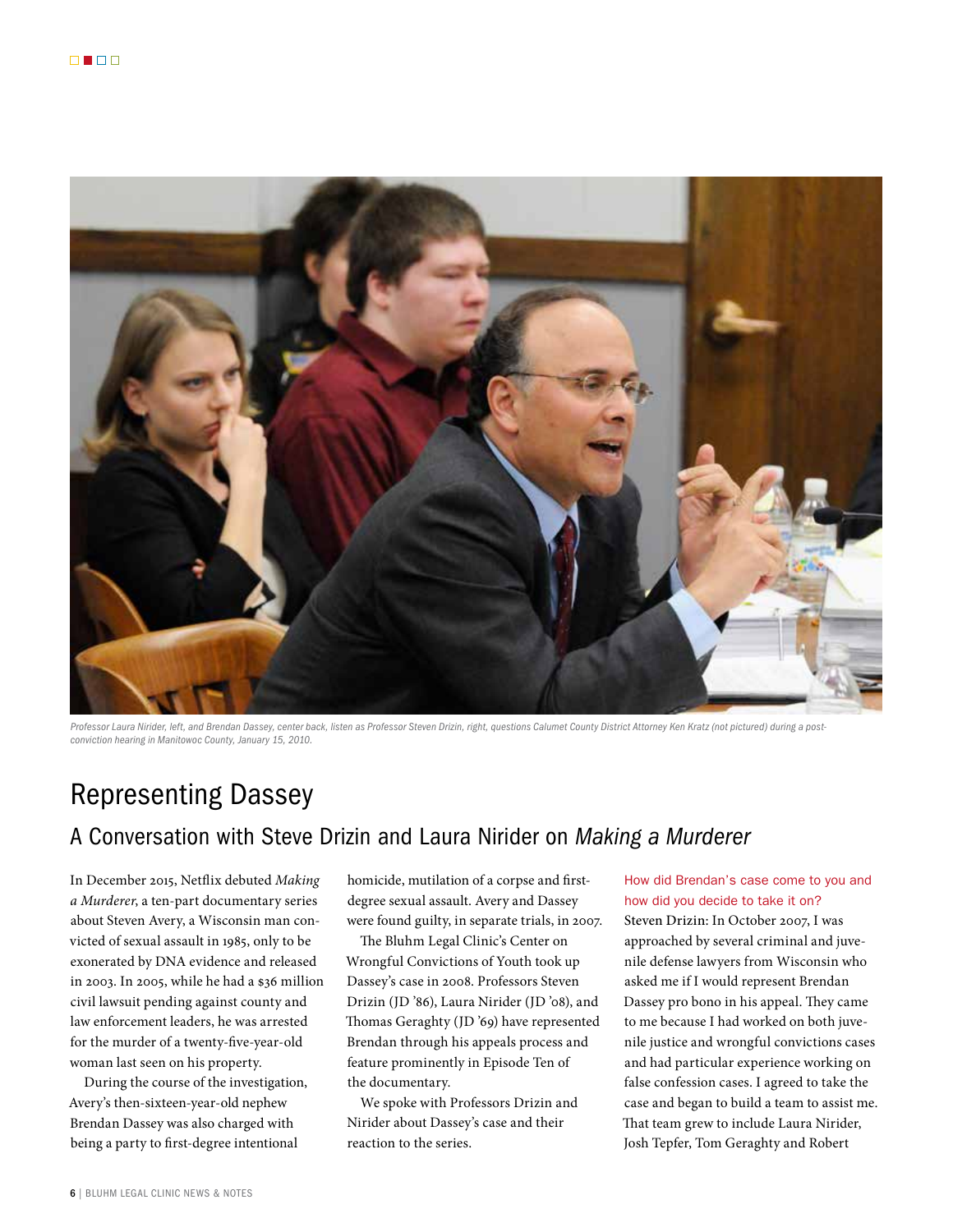Professor Laura Nirider, left, and Brendan Dassey, center back, listen as Professor Steven Drizin, right, questions Calumet County District Attorney Ken Kratz (not pictured) during a post-conviction hearing in Manitowoc County, January 15, 2010.

# Representing Dassey

## A Conversation with Steve Drizin and Laura Nirider on *Making a Murderer*

In December 2015, Netflix debuted *Making a Murderer*, a ten-part documentary series about Steven Avery, a Wisconsin man convicted of sexual assault in 1985, only to be exonerated by DNA evidence and released in 2003. In 2005, while he had a $36 million civil lawsuit pending against county and law enforcement leaders, he was arrested for the murder of a twenty-five-year-old woman last seen on his property.

During the course of the investigation, Avery's then-sixteen-year-old nephew Brendan Dassey was also charged with being a party to first-degree intentional homicide, mutilation of a corpse and first-degree sexual assault. Avery and Dassey were found guilty, in separate trials, in 2007.

The Bluhm Legal Clinic's Center on Wrongful Convictions of Youth took up Dassey's case in 2008. Professors Steven Drizin (JD '86), Laura Nirider (JD '08), and Thomas Geraghty (JD '69) have represented Brendan through his appeals process and feature prominently in Episode Ten of the documentary.

We spoke with Professors Drizin and Nirider about Dassey's case and their reaction to the series.

**How did Brendan's case come to you and how did you decide to take it on?**

Steven Drizin: In October 2007, I was approached by several criminal and juvenile defense lawyers from Wisconsin who asked me if I would represent Brendan Dassey pro bono in his appeal. They came to me because I had worked on both juvenile justice and wrongful convictions cases and had particular experience working on false confession cases. I agreed to take the case and began to build a team to assist me. That team grew to include Laura Nirider, Josh Tepfer, Tom Geraghty and Robert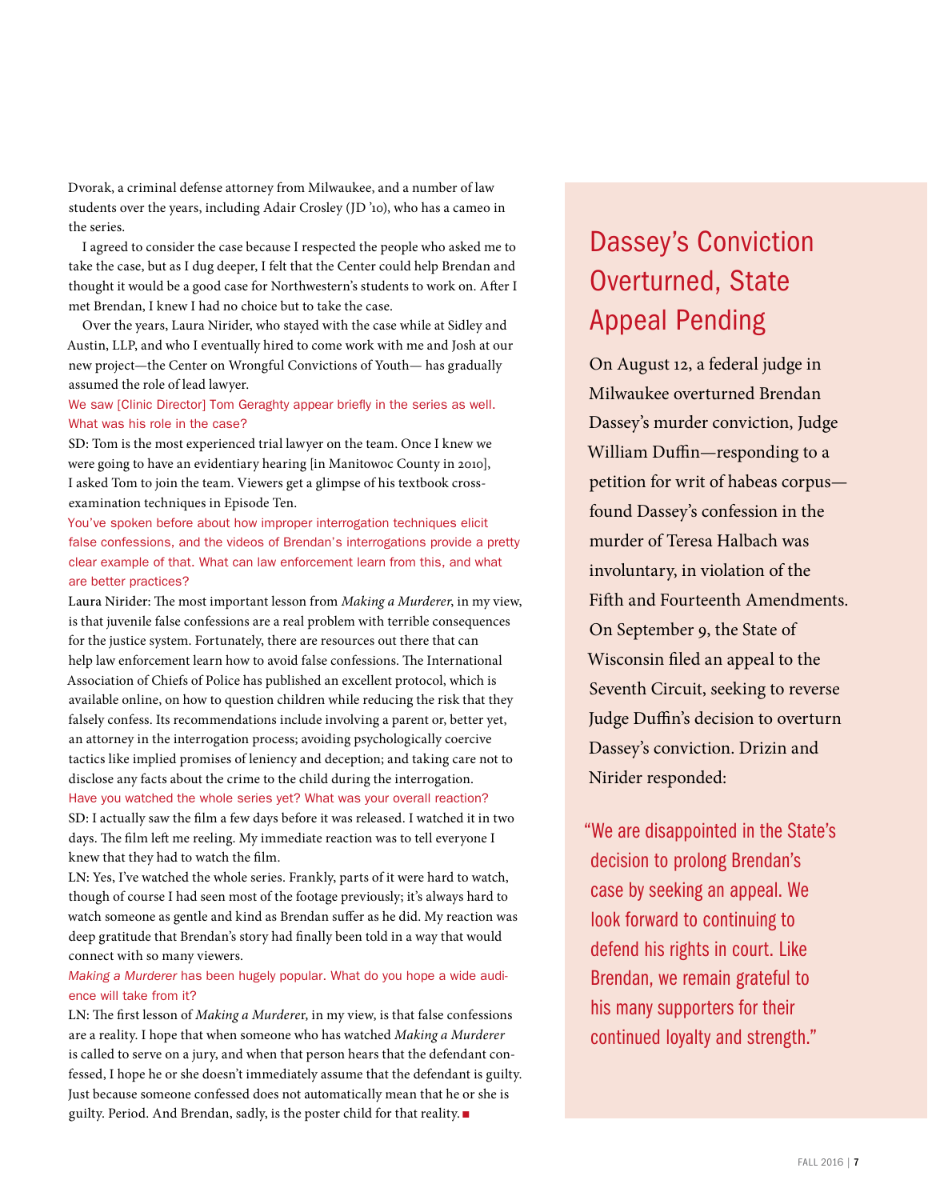Dvorak, a criminal defense attorney from Milwaukee, and a number of law students over the years, including Adair Crosley (JD '10), who has a cameo in the series.

I agreed to consider the case because I respected the people who asked me to take the case, but as I dug deeper, I felt that the Center could help Brendan and thought it would be a good case for Northwestern's students to work on. After I met Brendan, I knew I had no choice but to take the case.

Over the years, Laura Nirider, who stayed with the case while at Sidley and Austin, LLP, and who I eventually hired to come work with me and Josh at our new project—the Center on Wrongful Convictions of Youth— has gradually assumed the role of lead lawyer.

**We saw [Clinic Director] Tom Geraghty appear briefly in the series as well. What was his role in the case?**

SD: Tom is the most experienced trial lawyer on the team. Once I knew we were going to have an evidentiary hearing [in Manitowoc County in 2010], I asked Tom to join the team. Viewers get a glimpse of his textbook cross-examination techniques in Episode Ten.

**You've spoken before about how improper interrogation techniques elicit false confessions, and the videos of Brendan's interrogations provide a pretty clear example of that. What can law enforcement learn from this, and what are better practices?**

Laura Nirider: The most important lesson from *Making a Murderer*, in my view, is that juvenile false confessions are a real problem with terrible consequences for the justice system. Fortunately, there are resources out there that can help law enforcement learn how to avoid false confessions. The International Association of Chiefs of Police has published an excellent protocol, which is available online, on how to question children while reducing the risk that they falsely confess. Its recommendations include involving a parent or, better yet, an attorney in the interrogation process; avoiding psychologically coercive tactics like implied promises of leniency and deception; and taking care not to disclose any facts about the crime to the child during the interrogation.

**Have you watched the whole series yet? What was your overall reaction?**

SD: I actually saw the film a few days before it was released. I watched it in two days. The film left me reeling. My immediate reaction was to tell everyone I knew that they had to watch the film.

LN: Yes, I've watched the whole series. Frankly, parts of it were hard to watch, though of course I had seen most of the footage previously; it's always hard to watch someone as gentle and kind as Brendan suffer as he did. My reaction was deep gratitude that Brendan's story had finally been told in a way that would connect with so many viewers.

***Making a Murderer* has been hugely popular. What do you hope a wide audience will take from it?**

LN: The first lesson of *Making a Murderer*, in my view, is that false confessions are a reality. I hope that when someone who has watched *Making a Murderer* is called to serve on a jury, and when that person hears that the defendant confessed, I hope he or she doesn't immediately assume that the defendant is guilty. Just because someone confessed does not automatically mean that he or she is guilty. Period. And Brendan, sadly, is the poster child for that reality. ■

## Dassey's Conviction Overturned, State Appeal Pending

On August 12, a federal judge in Milwaukee overturned Brendan Dassey's murder conviction, Judge William Duffin—responding to a petition for writ of habeas corpus—found Dassey's confession in the murder of Teresa Halbach was involuntary, in violation of the Fifth and Fourteenth Amendments. On September 9, the State of Wisconsin filed an appeal to the Seventh Circuit, seeking to reverse Judge Duffin's decision to overturn Dassey's conviction. Drizin and Nirider responded:

"We are disappointed in the State's decision to prolong Brendan's case by seeking an appeal. We look forward to continuing to defend his rights in court. Like Brendan, we remain grateful to his many supporters for their continued loyalty and strength."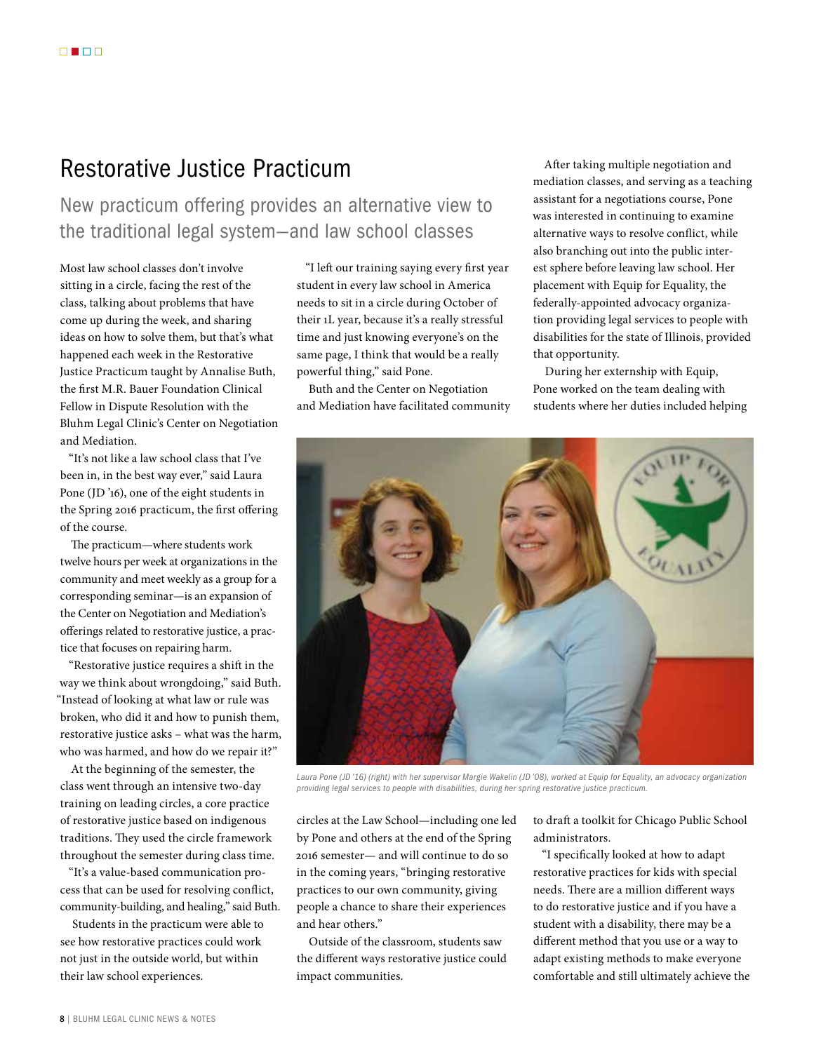# Restorative Justice Practicum

## New practicum offering provides an alternative view to the traditional legal system—and law school classes

Most law school classes don't involve sitting in a circle, facing the rest of the class, talking about problems that have come up during the week, and sharing ideas on how to solve them, but that's what happened each week in the Restorative Justice Practicum taught by Annalise Buth, the first M.R. Bauer Foundation Clinical Fellow in Dispute Resolution with the Bluhm Legal Clinic's Center on Negotiation and Mediation.

"It's not like a law school class that I've been in, in the best way ever," said Laura Pone (JD '16), one of the eight students in the Spring 2016 practicum, the first offering of the course.

The practicum—where students work twelve hours per week at organizations in the community and meet weekly as a group for a corresponding seminar—is an expansion of the Center on Negotiation and Mediation's offerings related to restorative justice, a practice that focuses on repairing harm.

"Restorative justice requires a shift in the way we think about wrongdoing," said Buth. "Instead of looking at what law or rule was broken, who did it and how to punish them, restorative justice asks – what was the harm, who was harmed, and how do we repair it?"

At the beginning of the semester, the class went through an intensive two-day training on leading circles, a core practice of restorative justice based on indigenous traditions. They used the circle framework throughout the semester during class time.

"It's a value-based communication process that can be used for resolving conflict, community-building, and healing," said Buth.

Students in the practicum were able to see how restorative practices could work not just in the outside world, but within their law school experiences.

"I left our training saying every first year student in every law school in America needs to sit in a circle during October of their 1L year, because it's a really stressful time and just knowing everyone's on the same page, I think that would be a really powerful thing," said Pone.

Buth and the Center on Negotiation and Mediation have facilitated community circles at the Law School—including one led by Pone and others at the end of the Spring 2016 semester— and will continue to do so in the coming years, "bringing restorative practices to our own community, giving people a chance to share their experiences and hear others."

Outside of the classroom, students saw the different ways restorative justice could impact communities.

After taking multiple negotiation and mediation classes, and serving as a teaching assistant for a negotiations course, Pone was interested in continuing to examine alternative ways to resolve conflict, while also branching out into the public interest sphere before leaving law school. Her placement with Equip for Equality, the federally-appointed advocacy organization providing legal services to people with disabilities for the state of Illinois, provided that opportunity.

During her externship with Equip, Pone worked on the team dealing with students where her duties included helping to draft a toolkit for Chicago Public School administrators.

*Laura Pone (JD '16) (right) with her supervisor Margie Wakelin (JD '08), worked at Equip for Equality, an advocacy organization providing legal services to people with disabilities, during her spring restorative justice practicum.*

"I specifically looked at how to adapt restorative practices for kids with special needs. There are a million different ways to do restorative justice and if you have a student with a disability, there may be a different method that you use or a way to adapt existing methods to make everyone comfortable and still ultimately achieve the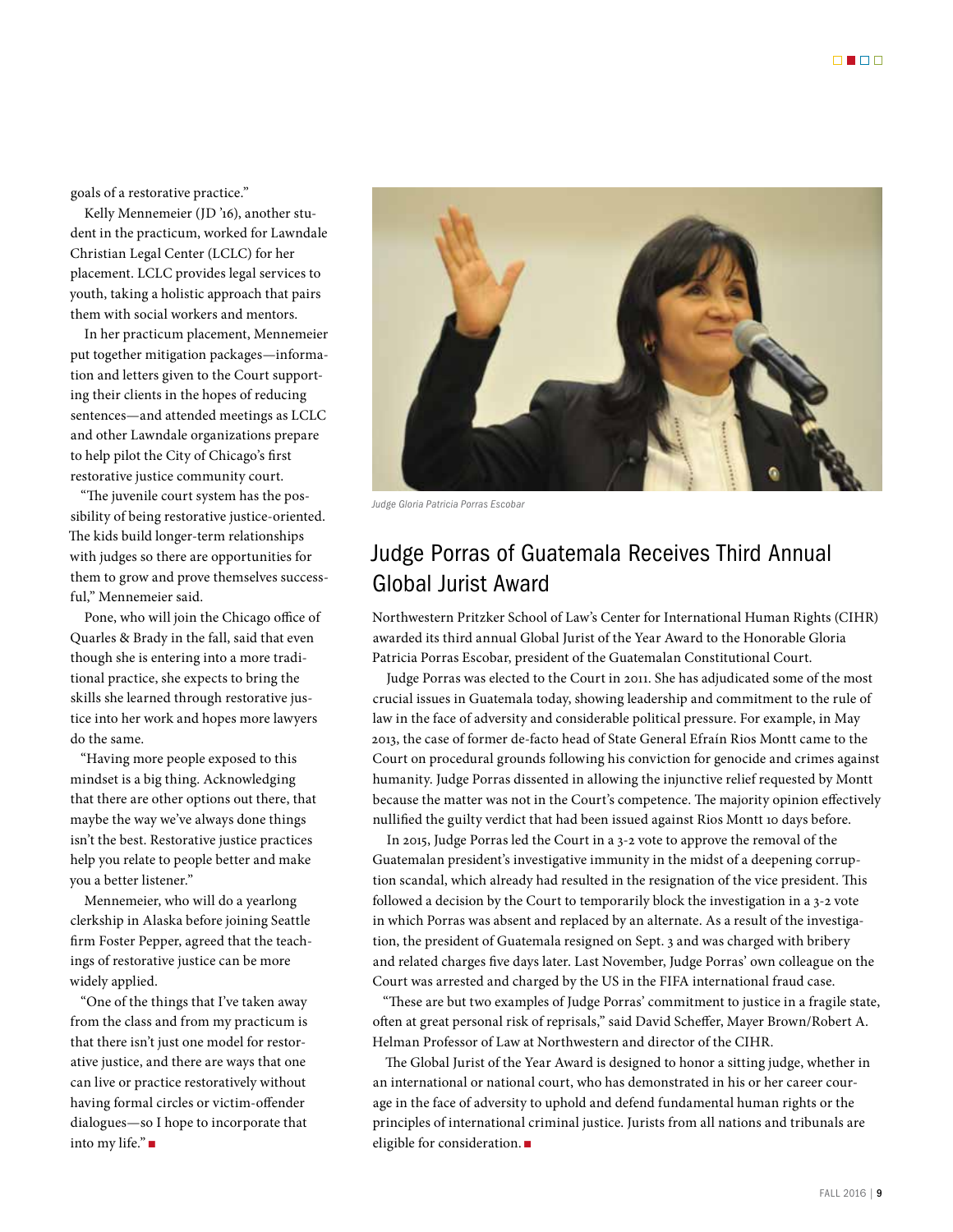goals of a restorative practice."

Kelly Mennemeier (JD '16), another student in the practicum, worked for Lawndale Christian Legal Center (LCLC) for her placement. LCLC provides legal services to youth, taking a holistic approach that pairs them with social workers and mentors.

In her practicum placement, Mennemeier put together mitigation packages—information and letters given to the Court supporting their clients in the hopes of reducing sentences—and attended meetings as LCLC and other Lawndale organizations prepare to help pilot the City of Chicago's first restorative justice community court.

"The juvenile court system has the possibility of being restorative justice-oriented. The kids build longer-term relationships with judges so there are opportunities for them to grow and prove themselves successful," Mennemeier said.

Pone, who will join the Chicago office of Quarles & Brady in the fall, said that even though she is entering into a more traditional practice, she expects to bring the skills she learned through restorative justice into her work and hopes more lawyers do the same.

"Having more people exposed to this mindset is a big thing. Acknowledging that there are other options out there, that maybe the way we've always done things isn't the best. Restorative justice practices help you relate to people better and make you a better listener."

Mennemeier, who will do a yearlong clerkship in Alaska before joining Seattle firm Foster Pepper, agreed that the teachings of restorative justice can be more widely applied.

"One of the things that I've taken away from the class and from my practicum is that there isn't just one model for restorative justice, and there are ways that one can live or practice restoratively without having formal circles or victim-offender dialogues—so I hope to incorporate that into my life." ■

*Judge Gloria Patricia Porras Escobar*

## Judge Porras of Guatemala Receives Third Annual Global Jurist Award

Northwestern Pritzker School of Law's Center for International Human Rights (CIHR) awarded its third annual Global Jurist of the Year Award to the Honorable Gloria Patricia Porras Escobar, president of the Guatemalan Constitutional Court.

Judge Porras was elected to the Court in 2011. She has adjudicated some of the most crucial issues in Guatemala today, showing leadership and commitment to the rule of law in the face of adversity and considerable political pressure. For example, in May 2013, the case of former de-facto head of State General Efraín Rios Montt came to the Court on procedural grounds following his conviction for genocide and crimes against humanity. Judge Porras dissented in allowing the injunctive relief requested by Montt because the matter was not in the Court's competence. The majority opinion effectively nullified the guilty verdict that had been issued against Rios Montt 10 days before.

In 2015, Judge Porras led the Court in a 3-2 vote to approve the removal of the Guatemalan president's investigative immunity in the midst of a deepening corruption scandal, which already had resulted in the resignation of the vice president. This followed a decision by the Court to temporarily block the investigation in a 3-2 vote in which Porras was absent and replaced by an alternate. As a result of the investigation, the president of Guatemala resigned on Sept. 3 and was charged with bribery and related charges five days later. Last November, Judge Porras' own colleague on the Court was arrested and charged by the US in the FIFA international fraud case.

"These are but two examples of Judge Porras' commitment to justice in a fragile state, often at great personal risk of reprisals," said David Scheffer, Mayer Brown/Robert A. Helman Professor of Law at Northwestern and director of the CIHR.

The Global Jurist of the Year Award is designed to honor a sitting judge, whether in an international or national court, who has demonstrated in his or her career courage in the face of adversity to uphold and defend fundamental human rights or the principles of international criminal justice. Jurists from all nations and tribunals are eligible for consideration. ■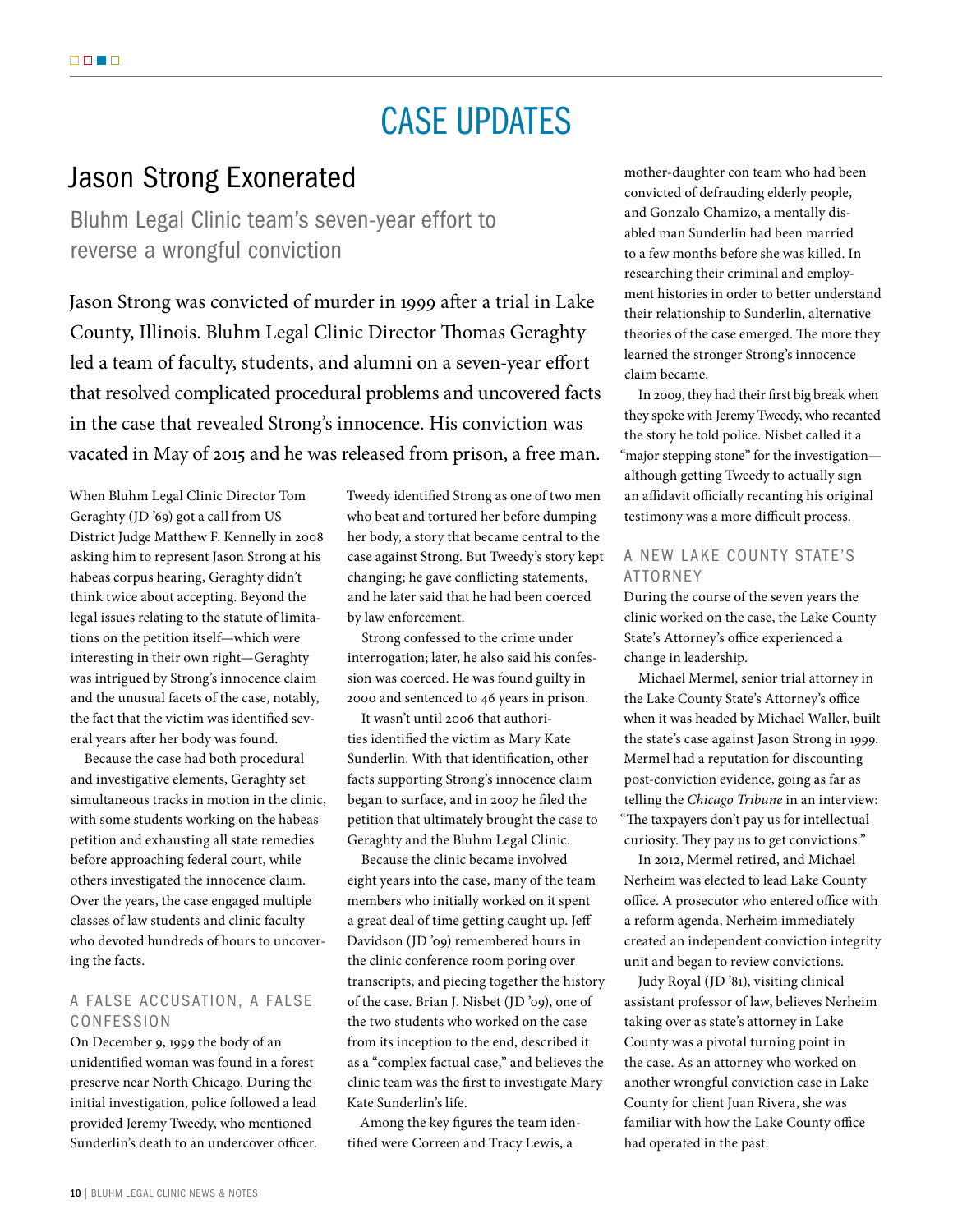# CASE UPDATES

## Jason Strong Exonerated

### Bluhm Legal Clinic team's seven-year effort to reverse a wrongful conviction

Jason Strong was convicted of murder in 1999 after a trial in Lake County, Illinois. Bluhm Legal Clinic Director Thomas Geraghty led a team of faculty, students, and alumni on a seven-year effort that resolved complicated procedural problems and uncovered facts in the case that revealed Strong's innocence. His conviction was vacated in May of 2015 and he was released from prison, a free man.

When Bluhm Legal Clinic Director Tom Geraghty (JD '69) got a call from US District Judge Matthew F. Kennelly in 2008 asking him to represent Jason Strong at his habeas corpus hearing, Geraghty didn't think twice about accepting. Beyond the legal issues relating to the statute of limitations on the petition itself—which were interesting in their own right—Geraghty was intrigued by Strong's innocence claim and the unusual facets of the case, notably, the fact that the victim was identified several years after her body was found.

Because the case had both procedural and investigative elements, Geraghty set simultaneous tracks in motion in the clinic, with some students working on the habeas petition and exhausting all state remedies before approaching federal court, while others investigated the innocence claim. Over the years, the case engaged multiple classes of law students and clinic faculty who devoted hundreds of hours to uncovering the facts.

#### A FALSE ACCUSATION, A FALSE CONFESSION

On December 9, 1999 the body of an unidentified woman was found in a forest preserve near North Chicago. During the initial investigation, police followed a lead provided Jeremy Tweedy, who mentioned Sunderlin's death to an undercover officer. Tweedy identified Strong as one of two men who beat and tortured her before dumping her body, a story that became central to the case against Strong. But Tweedy's story kept changing; he gave conflicting statements, and he later said that he had been coerced by law enforcement.

Strong confessed to the crime under interrogation; later, he also said his confession was coerced. He was found guilty in 2000 and sentenced to 46 years in prison.

It wasn't until 2006 that authorities identified the victim as Mary Kate Sunderlin. With that identification, other facts supporting Strong's innocence claim began to surface, and in 2007 he filed the petition that ultimately brought the case to Geraghty and the Bluhm Legal Clinic.

Because the clinic became involved eight years into the case, many of the team members who initially worked on it spent a great deal of time getting caught up. Jeff Davidson (JD '09) remembered hours in the clinic conference room poring over transcripts, and piecing together the history of the case. Brian J. Nisbet (JD '09), one of the two students who worked on the case from its inception to the end, described it as a "complex factual case," and believes the clinic team was the first to investigate Mary Kate Sunderlin's life.

Among the key figures the team identified were Correen and Tracy Lewis, a mother-daughter con team who had been convicted of defrauding elderly people, and Gonzalo Chamizo, a mentally disabled man Sunderlin had been married to a few months before she was killed. In researching their criminal and employment histories in order to better understand their relationship to Sunderlin, alternative theories of the case emerged. The more they learned the stronger Strong's innocence claim became.

In 2009, they had their first big break when they spoke with Jeremy Tweedy, who recanted the story he told police. Nisbet called it a "major stepping stone" for the investigation—although getting Tweedy to actually sign an affidavit officially recanting his original testimony was a more difficult process.

#### A NEW LAKE COUNTY STATE'S ATTORNEY

During the course of the seven years the clinic worked on the case, the Lake County State's Attorney's office experienced a change in leadership.

Michael Mermel, senior trial attorney in the Lake County State's Attorney's office when it was headed by Michael Waller, built the state's case against Jason Strong in 1999. Mermel had a reputation for discounting post-conviction evidence, going as far as telling the *Chicago Tribune* in an interview: "The taxpayers don't pay us for intellectual curiosity. They pay us to get convictions."

In 2012, Mermel retired, and Michael Nerheim was elected to lead Lake County office. A prosecutor who entered office with a reform agenda, Nerheim immediately created an independent conviction integrity unit and began to review convictions.

Judy Royal (JD '81), visiting clinical assistant professor of law, believes Nerheim taking over as state's attorney in Lake County was a pivotal turning point in the case. As an attorney who worked on another wrongful conviction case in Lake County for client Juan Rivera, she was familiar with how the Lake County office had operated in the past.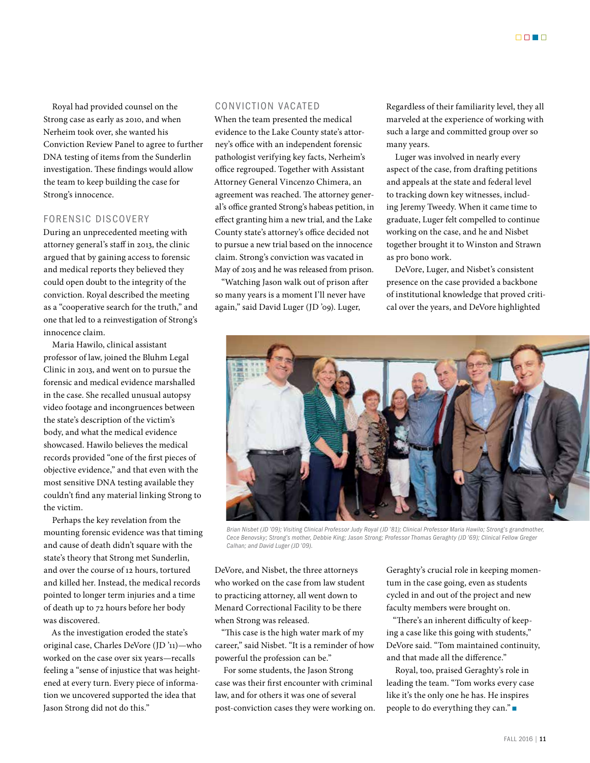Royal had provided counsel on the Strong case as early as 2010, and when Nerheim took over, she wanted his Conviction Review Panel to agree to further DNA testing of items from the Sunderlin investigation. These findings would allow the team to keep building the case for Strong's innocence.

## FORENSIC DISCOVERY

During an unprecedented meeting with attorney general's staff in 2013, the clinic argued that by gaining access to forensic and medical reports they believed they could open doubt to the integrity of the conviction. Royal described the meeting as a "cooperative search for the truth," and one that led to a reinvestigation of Strong's innocence claim.

Maria Hawilo, clinical assistant professor of law, joined the Bluhm Legal Clinic in 2013, and went on to pursue the forensic and medical evidence marshalled in the case. She recalled unusual autopsy video footage and incongruences between the state's description of the victim's body, and what the medical evidence showcased. Hawilo believes the medical records provided "one of the first pieces of objective evidence," and that even with the most sensitive DNA testing available they couldn't find any material linking Strong to the victim.

Perhaps the key revelation from the mounting forensic evidence was that timing and cause of death didn't square with the state's theory that Strong met Sunderlin, and over the course of 12 hours, tortured and killed her. Instead, the medical records pointed to longer term injuries and a time of death up to 72 hours before her body was discovered.

As the investigation eroded the state's original case, Charles DeVore (JD '11)—who worked on the case over six years—recalls feeling a "sense of injustice that was heightened at every turn. Every piece of information we uncovered supported the idea that Jason Strong did not do this."

## CONVICTION VACATED

When the team presented the medical evidence to the Lake County state's attorney's office with an independent forensic pathologist verifying key facts, Nerheim's office regrouped. Together with Assistant Attorney General Vincenzo Chimera, an agreement was reached. The attorney general's office granted Strong's habeas petition, in effect granting him a new trial, and the Lake County state's attorney's office decided not to pursue a new trial based on the innocence claim. Strong's conviction was vacated in May of 2015 and he was released from prison.

"Watching Jason walk out of prison after so many years is a moment I'll never have again," said David Luger (JD '09). Luger, DeVore, and Nisbet, the three attorneys who worked on the case from law student to practicing attorney, all went down to Menard Correctional Facility to be there when Strong was released.

"This case is the high water mark of my career," said Nisbet. "It is a reminder of how powerful the profession can be."

For some students, the Jason Strong case was their first encounter with criminal law, and for others it was one of several post-conviction cases they were working on. Regardless of their familiarity level, they all marveled at the experience of working with such a large and committed group over so many years.

Luger was involved in nearly every aspect of the case, from drafting petitions and appeals at the state and federal level to tracking down key witnesses, including Jeremy Tweedy. When it came time to graduate, Luger felt compelled to continue working on the case, and he and Nisbet together brought it to Winston and Strawn as pro bono work.

DeVore, Luger, and Nisbet's consistent presence on the case provided a backbone of institutional knowledge that proved critical over the years, and DeVore highlighted Geraghty's crucial role in keeping momentum in the case going, even as students cycled in and out of the project and new faculty members were brought on.

"There's an inherent difficulty of keeping a case like this going with students," DeVore said. "Tom maintained continuity, and that made all the difference."

Royal, too, praised Geraghty's role in leading the team. "Tom works every case like it's the only one he has. He inspires people to do everything they can."

*Brian Nisbet (JD '09); Visiting Clinical Professor Judy Royal (JD '81); Clinical Professor Maria Hawilo; Strong's grandmother, Cece Benovsky; Strong's mother, Debbie King; Jason Strong; Professor Thomas Geraghty (JD '69); Clinical Fellow Greger Calhan; and David Luger (JD '09).*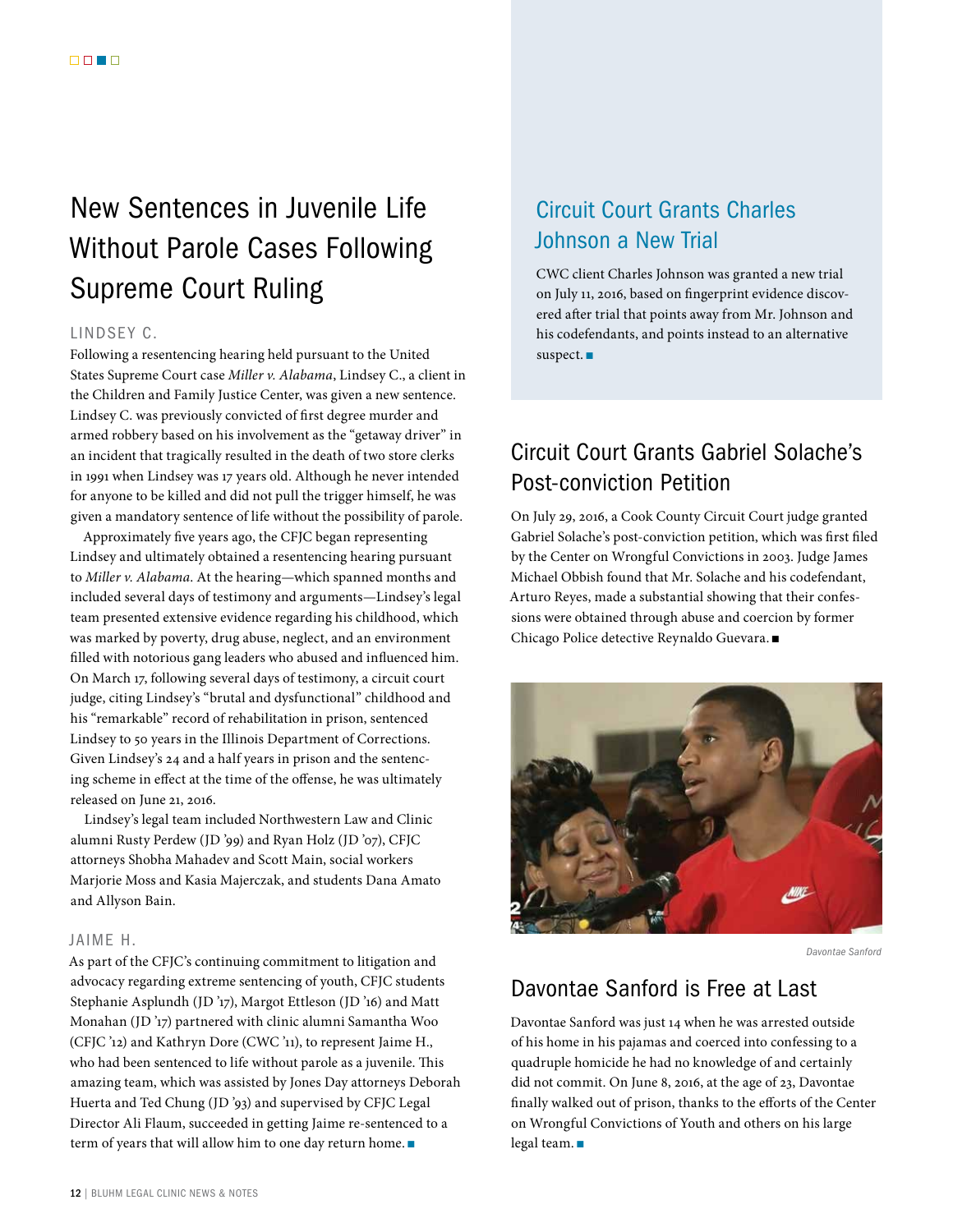# New Sentences in Juvenile Life Without Parole Cases Following Supreme Court Ruling

### LINDSEY C.

Following a resentencing hearing held pursuant to the United States Supreme Court case *Miller v. Alabama*, Lindsey C., a client in the Children and Family Justice Center, was given a new sentence. Lindsey C. was previously convicted of first degree murder and armed robbery based on his involvement as the "getaway driver" in an incident that tragically resulted in the death of two store clerks in 1991 when Lindsey was 17 years old. Although he never intended for anyone to be killed and did not pull the trigger himself, he was given a mandatory sentence of life without the possibility of parole.

Approximately five years ago, the CFJC began representing Lindsey and ultimately obtained a resentencing hearing pursuant to *Miller v. Alabama*. At the hearing—which spanned months and included several days of testimony and arguments—Lindsey's legal team presented extensive evidence regarding his childhood, which was marked by poverty, drug abuse, neglect, and an environment filled with notorious gang leaders who abused and influenced him. On March 17, following several days of testimony, a circuit court judge, citing Lindsey's "brutal and dysfunctional" childhood and his "remarkable" record of rehabilitation in prison, sentenced Lindsey to 50 years in the Illinois Department of Corrections. Given Lindsey's 24 and a half years in prison and the sentencing scheme in effect at the time of the offense, he was ultimately released on June 21, 2016.

Lindsey's legal team included Northwestern Law and Clinic alumni Rusty Perdew (JD '99) and Ryan Holz (JD '07), CFJC attorneys Shobha Mahadev and Scott Main, social workers Marjorie Moss and Kasia Majerczak, and students Dana Amato and Allyson Bain.

### JAIME H.

As part of the CFJC's continuing commitment to litigation and advocacy regarding extreme sentencing of youth, CFJC students Stephanie Asplundh (JD '17), Margot Ettleson (JD '16) and Matt Monahan (JD '17) partnered with clinic alumni Samantha Woo (CFJC '12) and Kathryn Dore (CWC '11), to represent Jaime H., who had been sentenced to life without parole as a juvenile. This amazing team, which was assisted by Jones Day attorneys Deborah Huerta and Ted Chung (JD '93) and supervised by CFJC Legal Director Ali Flaum, succeeded in getting Jaime re-sentenced to a term of years that will allow him to one day return home. ■

## Circuit Court Grants Charles Johnson a New Trial

CWC client Charles Johnson was granted a new trial on July 11, 2016, based on fingerprint evidence discovered after trial that points away from Mr. Johnson and his codefendants, and points instead to an alternative suspect. ■

## Circuit Court Grants Gabriel Solache's Post-conviction Petition

On July 29, 2016, a Cook County Circuit Court judge granted Gabriel Solache's post-conviction petition, which was first filed by the Center on Wrongful Convictions in 2003. Judge James Michael Obbish found that Mr. Solache and his codefendant, Arturo Reyes, made a substantial showing that their confessions were obtained through abuse and coercion by former Chicago Police detective Reynaldo Guevara. ■

Davontae Sanford

## Davontae Sanford is Free at Last

Davontae Sanford was just 14 when he was arrested outside of his home in his pajamas and coerced into confessing to a quadruple homicide he had no knowledge of and certainly did not commit. On June 8, 2016, at the age of 23, Davontae finally walked out of prison, thanks to the efforts of the Center on Wrongful Convictions of Youth and others on his large legal team. ■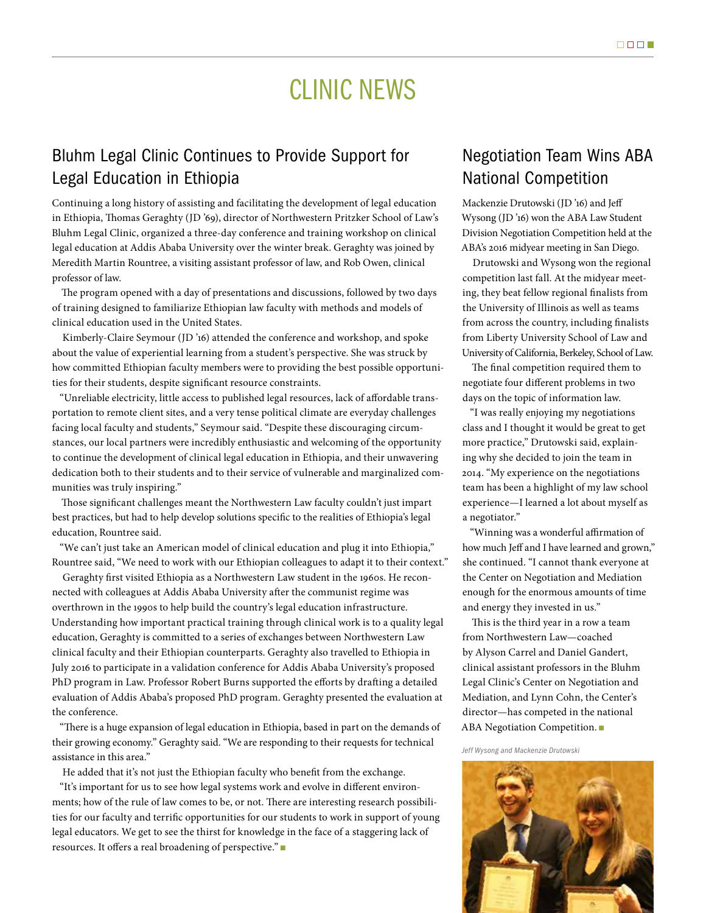# CLINIC NEWS

## Bluhm Legal Clinic Continues to Provide Support for Legal Education in Ethiopia

Continuing a long history of assisting and facilitating the development of legal education in Ethiopia, Thomas Geraghty (JD '69), director of Northwestern Pritzker School of Law's Bluhm Legal Clinic, organized a three-day conference and training workshop on clinical legal education at Addis Ababa University over the winter break. Geraghty was joined by Meredith Martin Rountree, a visiting assistant professor of law, and Rob Owen, clinical professor of law.

The program opened with a day of presentations and discussions, followed by two days of training designed to familiarize Ethiopian law faculty with methods and models of clinical education used in the United States.

Kimberly-Claire Seymour (JD '16) attended the conference and workshop, and spoke about the value of experiential learning from a student's perspective. She was struck by how committed Ethiopian faculty members were to providing the best possible opportunities for their students, despite significant resource constraints.

"Unreliable electricity, little access to published legal resources, lack of affordable transportation to remote client sites, and a very tense political climate are everyday challenges facing local faculty and students," Seymour said. "Despite these discouraging circumstances, our local partners were incredibly enthusiastic and welcoming of the opportunity to continue the development of clinical legal education in Ethiopia, and their unwavering dedication both to their students and to their service of vulnerable and marginalized communities was truly inspiring."

Those significant challenges meant the Northwestern Law faculty couldn't just impart best practices, but had to help develop solutions specific to the realities of Ethiopia's legal education, Rountree said.

"We can't just take an American model of clinical education and plug it into Ethiopia," Rountree said, "We need to work with our Ethiopian colleagues to adapt it to their context."

Geraghty first visited Ethiopia as a Northwestern Law student in the 1960s. He reconnected with colleagues at Addis Ababa University after the communist regime was overthrown in the 1990s to help build the country's legal education infrastructure. Understanding how important practical training through clinical work is to a quality legal education, Geraghty is committed to a series of exchanges between Northwestern Law clinical faculty and their Ethiopian counterparts. Geraghty also travelled to Ethiopia in July 2016 to participate in a validation conference for Addis Ababa University's proposed PhD program in Law. Professor Robert Burns supported the efforts by drafting a detailed evaluation of Addis Ababa's proposed PhD program. Geraghty presented the evaluation at the conference.

"There is a huge expansion of legal education in Ethiopia, based in part on the demands of their growing economy." Geraghty said. "We are responding to their requests for technical assistance in this area."

He added that it's not just the Ethiopian faculty who benefit from the exchange.

"It's important for us to see how legal systems work and evolve in different environments; how of the rule of law comes to be, or not. There are interesting research possibilities for our faculty and terrific opportunities for our students to work in support of young legal educators. We get to see the thirst for knowledge in the face of a staggering lack of resources. It offers a real broadening of perspective." ■

## Negotiation Team Wins ABA National Competition

Mackenzie Drutowski (JD '16) and Jeff Wysong (JD '16) won the ABA Law Student Division Negotiation Competition held at the ABA's 2016 midyear meeting in San Diego.

Drutowski and Wysong won the regional competition last fall. At the midyear meeting, they beat fellow regional finalists from the University of Illinois as well as teams from across the country, including finalists from Liberty University School of Law and University of California, Berkeley, School of Law.

The final competition required them to negotiate four different problems in two days on the topic of information law.

"I was really enjoying my negotiations class and I thought it would be great to get more practice," Drutowski said, explaining why she decided to join the team in 2014. "My experience on the negotiations team has been a highlight of my law school experience—I learned a lot about myself as a negotiator."

"Winning was a wonderful affirmation of how much Jeff and I have learned and grown," she continued. "I cannot thank everyone at the Center on Negotiation and Mediation enough for the enormous amounts of time and energy they invested in us."

This is the third year in a row a team from Northwestern Law—coached by Alyson Carrel and Daniel Gandert, clinical assistant professors in the Bluhm Legal Clinic's Center on Negotiation and Mediation, and Lynn Cohn, the Center's director—has competed in the national ABA Negotiation Competition. ■

*Jeff Wysong and Mackenzie Drutowski*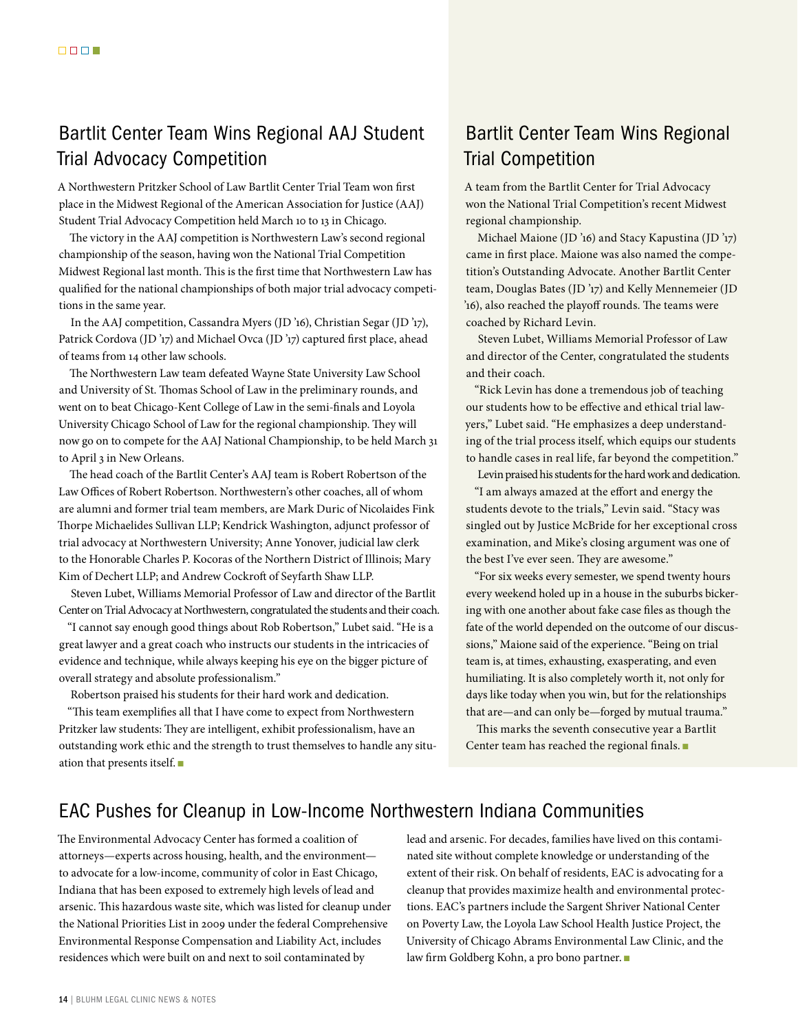## Bartlit Center Team Wins Regional AAJ Student Trial Advocacy Competition

A Northwestern Pritzker School of Law Bartlit Center Trial Team won first place in the Midwest Regional of the American Association for Justice (AAJ) Student Trial Advocacy Competition held March 10 to 13 in Chicago.

The victory in the AAJ competition is Northwestern Law's second regional championship of the season, having won the National Trial Competition Midwest Regional last month. This is the first time that Northwestern Law has qualified for the national championships of both major trial advocacy competitions in the same year.

In the AAJ competition, Cassandra Myers (JD '16), Christian Segar (JD '17), Patrick Cordova (JD '17) and Michael Ovca (JD '17) captured first place, ahead of teams from 14 other law schools.

The Northwestern Law team defeated Wayne State University Law School and University of St. Thomas School of Law in the preliminary rounds, and went on to beat Chicago-Kent College of Law in the semi-finals and Loyola University Chicago School of Law for the regional championship. They will now go on to compete for the AAJ National Championship, to be held March 31 to April 3 in New Orleans.

The head coach of the Bartlit Center's AAJ team is Robert Robertson of the Law Offices of Robert Robertson. Northwestern's other coaches, all of whom are alumni and former trial team members, are Mark Duric of Nicolaides Fink Thorpe Michaelides Sullivan LLP; Kendrick Washington, adjunct professor of trial advocacy at Northwestern University; Anne Yonover, judicial law clerk to the Honorable Charles P. Kocoras of the Northern District of Illinois; Mary Kim of Dechert LLP; and Andrew Cockroft of Seyfarth Shaw LLP.

Steven Lubet, Williams Memorial Professor of Law and director of the Bartlit Center on Trial Advocacy at Northwestern, congratulated the students and their coach.

"I cannot say enough good things about Rob Robertson," Lubet said. "He is a great lawyer and a great coach who instructs our students in the intricacies of evidence and technique, while always keeping his eye on the bigger picture of overall strategy and absolute professionalism."

Robertson praised his students for their hard work and dedication.

"This team exemplifies all that I have come to expect from Northwestern Pritzker law students: They are intelligent, exhibit professionalism, have an outstanding work ethic and the strength to trust themselves to handle any situation that presents itself. ■

## Bartlit Center Team Wins Regional Trial Competition

A team from the Bartlit Center for Trial Advocacy won the National Trial Competition's recent Midwest regional championship.

Michael Maione (JD '16) and Stacy Kapustina (JD '17) came in first place. Maione was also named the competition's Outstanding Advocate. Another Bartlit Center team, Douglas Bates (JD '17) and Kelly Mennemeier (JD '16), also reached the playoff rounds. The teams were coached by Richard Levin.

Steven Lubet, Williams Memorial Professor of Law and director of the Center, congratulated the students and their coach.

"Rick Levin has done a tremendous job of teaching our students how to be effective and ethical trial lawyers," Lubet said. "He emphasizes a deep understanding of the trial process itself, which equips our students to handle cases in real life, far beyond the competition."

Levin praised his students for the hard work and dedication.

"I am always amazed at the effort and energy the students devote to the trials," Levin said. "Stacy was singled out by Justice McBride for her exceptional cross examination, and Mike's closing argument was one of the best I've ever seen. They are awesome."

"For six weeks every semester, we spend twenty hours every weekend holed up in a house in the suburbs bickering with one another about fake case files as though the fate of the world depended on the outcome of our discussions," Maione said of the experience. "Being on trial team is, at times, exhausting, exasperating, and even humiliating. It is also completely worth it, not only for days like today when you win, but for the relationships that are—and can only be—forged by mutual trauma."

This marks the seventh consecutive year a Bartlit Center team has reached the regional finals. ■

## EAC Pushes for Cleanup in Low-Income Northwestern Indiana Communities

The Environmental Advocacy Center has formed a coalition of attorneys—experts across housing, health, and the environment—to advocate for a low-income, community of color in East Chicago, Indiana that has been exposed to extremely high levels of lead and arsenic. This hazardous waste site, which was listed for cleanup under the National Priorities List in 2009 under the federal Comprehensive Environmental Response Compensation and Liability Act, includes residences which were built on and next to soil contaminated by lead and arsenic. For decades, families have lived on this contaminated site without complete knowledge or understanding of the extent of their risk. On behalf of residents, EAC is advocating for a cleanup that provides maximize health and environmental protections. EAC's partners include the Sargent Shriver National Center on Poverty Law, the Loyola Law School Health Justice Project, the University of Chicago Abrams Environmental Law Clinic, and the law firm Goldberg Kohn, a pro bono partner. ■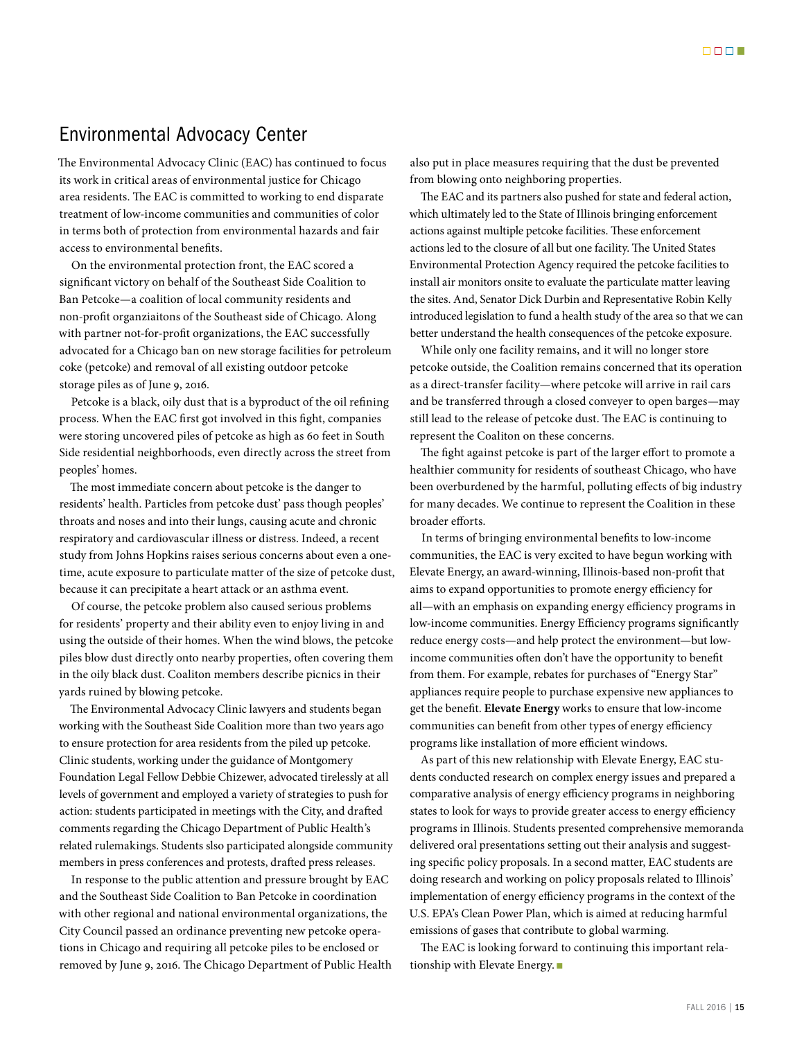## Environmental Advocacy Center

The Environmental Advocacy Clinic (EAC) has continued to focus its work in critical areas of environmental justice for Chicago area residents. The EAC is committed to working to end disparate treatment of low-income communities and communities of color in terms both of protection from environmental hazards and fair access to environmental benefits.

On the environmental protection front, the EAC scored a significant victory on behalf of the Southeast Side Coalition to Ban Petcoke—a coalition of local community residents and non-profit organziaitons of the Southeast side of Chicago. Along with partner not-for-profit organizations, the EAC successfully advocated for a Chicago ban on new storage facilities for petroleum coke (petcoke) and removal of all existing outdoor petcoke storage piles as of June 9, 2016.

Petcoke is a black, oily dust that is a byproduct of the oil refining process. When the EAC first got involved in this fight, companies were storing uncovered piles of petcoke as high as 60 feet in South Side residential neighborhoods, even directly across the street from peoples' homes.

The most immediate concern about petcoke is the danger to residents' health. Particles from petcoke dust' pass though peoples' throats and noses and into their lungs, causing acute and chronic respiratory and cardiovascular illness or distress. Indeed, a recent study from Johns Hopkins raises serious concerns about even a one-time, acute exposure to particulate matter of the size of petcoke dust, because it can precipitate a heart attack or an asthma event.

Of course, the petcoke problem also caused serious problems for residents' property and their ability even to enjoy living in and using the outside of their homes. When the wind blows, the petcoke piles blow dust directly onto nearby properties, often covering them in the oily black dust. Coaliton members describe picnics in their yards ruined by blowing petcoke.

The Environmental Advocacy Clinic lawyers and students began working with the Southeast Side Coalition more than two years ago to ensure protection for area residents from the piled up petcoke. Clinic students, working under the guidance of Montgomery Foundation Legal Fellow Debbie Chizewer, advocated tirelessly at all levels of government and employed a variety of strategies to push for action: students participated in meetings with the City, and drafted comments regarding the Chicago Department of Public Health's related rulemakings. Students slso participated alongside community members in press conferences and protests, drafted press releases.

In response to the public attention and pressure brought by EAC and the Southeast Side Coalition to Ban Petcoke in coordination with other regional and national environmental organizations, the City Council passed an ordinance preventing new petcoke operations in Chicago and requiring all petcoke piles to be enclosed or removed by June 9, 2016. The Chicago Department of Public Health also put in place measures requiring that the dust be prevented from blowing onto neighboring properties.

The EAC and its partners also pushed for state and federal action, which ultimately led to the State of Illinois bringing enforcement actions against multiple petcoke facilities. These enforcement actions led to the closure of all but one facility. The United States Environmental Protection Agency required the petcoke facilities to install air monitors onsite to evaluate the particulate matter leaving the sites. And, Senator Dick Durbin and Representative Robin Kelly introduced legislation to fund a health study of the area so that we can better understand the health consequences of the petcoke exposure.

While only one facility remains, and it will no longer store petcoke outside, the Coalition remains concerned that its operation as a direct-transfer facility—where petcoke will arrive in rail cars and be transferred through a closed conveyer to open barges—may still lead to the release of petcoke dust. The EAC is continuing to represent the Coaliton on these concerns.

The fight against petcoke is part of the larger effort to promote a healthier community for residents of southeast Chicago, who have been overburdened by the harmful, polluting effects of big industry for many decades. We continue to represent the Coalition in these broader efforts.

In terms of bringing environmental benefits to low-income communities, the EAC is very excited to have begun working with Elevate Energy, an award-winning, Illinois-based non-profit that aims to expand opportunities to promote energy efficiency for all—with an emphasis on expanding energy efficiency programs in low-income communities. Energy Efficiency programs significantly reduce energy costs—and help protect the environment—but low-income communities often don't have the opportunity to benefit from them. For example, rebates for purchases of "Energy Star" appliances require people to purchase expensive new appliances to get the benefit. **Elevate Energy** works to ensure that low-income communities can benefit from other types of energy efficiency programs like installation of more efficient windows.

As part of this new relationship with Elevate Energy, EAC students conducted research on complex energy issues and prepared a comparative analysis of energy efficiency programs in neighboring states to look for ways to provide greater access to energy efficiency programs in Illinois. Students presented comprehensive memoranda delivered oral presentations setting out their analysis and suggesting specific policy proposals. In a second matter, EAC students are doing research and working on policy proposals related to Illinois' implementation of energy efficiency programs in the context of the U.S. EPA's Clean Power Plan, which is aimed at reducing harmful emissions of gases that contribute to global warming.

The EAC is looking forward to continuing this important relationship with Elevate Energy. ■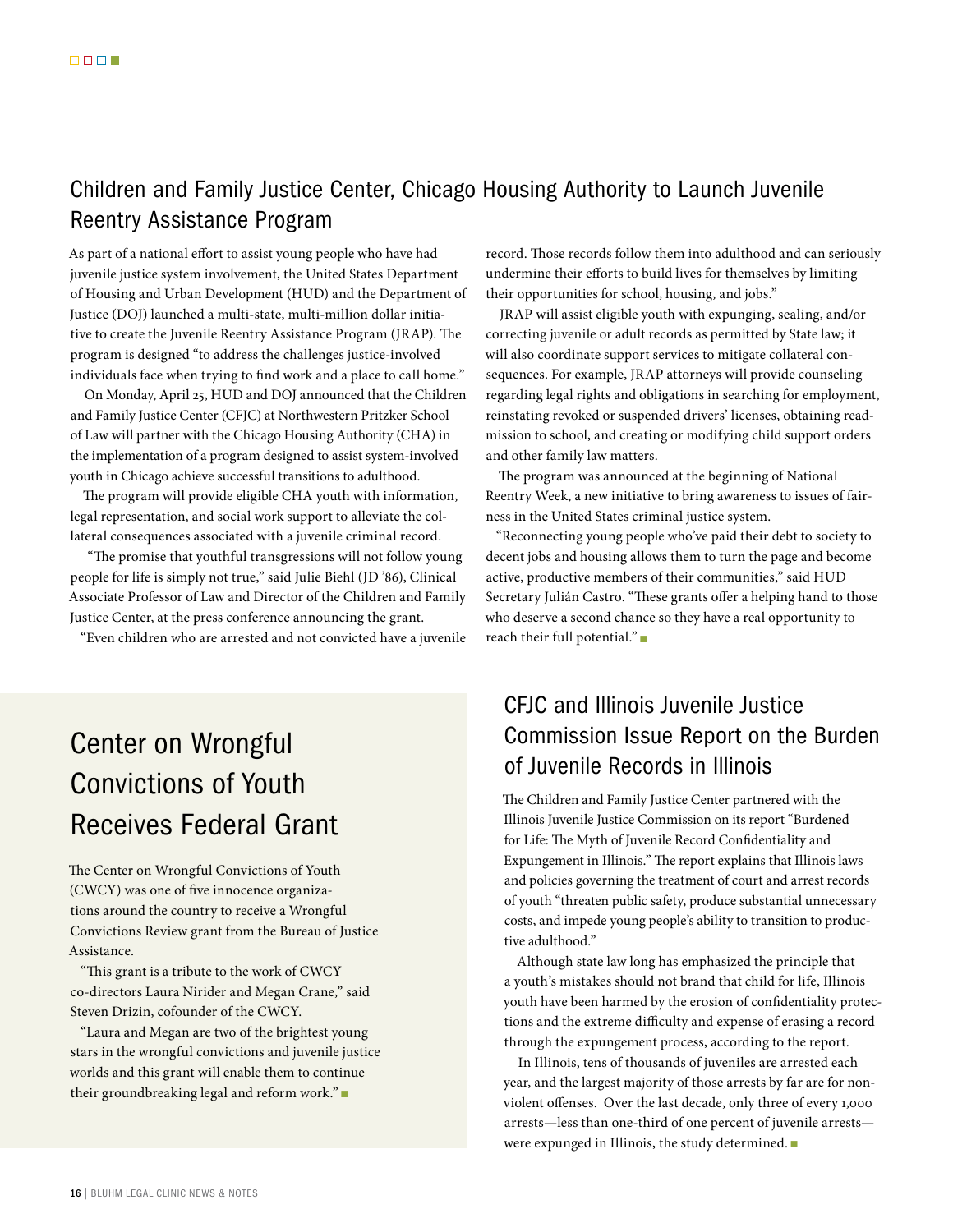## Children and Family Justice Center, Chicago Housing Authority to Launch Juvenile Reentry Assistance Program

As part of a national effort to assist young people who have had juvenile justice system involvement, the United States Department of Housing and Urban Development (HUD) and the Department of Justice (DOJ) launched a multi-state, multi-million dollar initiative to create the Juvenile Reentry Assistance Program (JRAP). The program is designed "to address the challenges justice-involved individuals face when trying to find work and a place to call home."

On Monday, April 25, HUD and DOJ announced that the Children and Family Justice Center (CFJC) at Northwestern Pritzker School of Law will partner with the Chicago Housing Authority (CHA) in the implementation of a program designed to assist system-involved youth in Chicago achieve successful transitions to adulthood.

The program will provide eligible CHA youth with information, legal representation, and social work support to alleviate the collateral consequences associated with a juvenile criminal record.

"The promise that youthful transgressions will not follow young people for life is simply not true," said Julie Biehl (JD '86), Clinical Associate Professor of Law and Director of the Children and Family Justice Center, at the press conference announcing the grant.

"Even children who are arrested and not convicted have a juvenile record. Those records follow them into adulthood and can seriously undermine their efforts to build lives for themselves by limiting their opportunities for school, housing, and jobs."

JRAP will assist eligible youth with expunging, sealing, and/or correcting juvenile or adult records as permitted by State law; it will also coordinate support services to mitigate collateral consequences. For example, JRAP attorneys will provide counseling regarding legal rights and obligations in searching for employment, reinstating revoked or suspended drivers' licenses, obtaining readmission to school, and creating or modifying child support orders and other family law matters.

The program was announced at the beginning of National Reentry Week, a new initiative to bring awareness to issues of fairness in the United States criminal justice system.

"Reconnecting young people who've paid their debt to society to decent jobs and housing allows them to turn the page and become active, productive members of their communities," said HUD Secretary Julián Castro. "These grants offer a helping hand to those who deserve a second chance so they have a real opportunity to reach their full potential." ■

## Center on Wrongful Convictions of Youth Receives Federal Grant

The Center on Wrongful Convictions of Youth (CWCY) was one of five innocence organizations around the country to receive a Wrongful Convictions Review grant from the Bureau of Justice Assistance.

"This grant is a tribute to the work of CWCY co-directors Laura Nirider and Megan Crane," said Steven Drizin, cofounder of the CWCY.

"Laura and Megan are two of the brightest young stars in the wrongful convictions and juvenile justice worlds and this grant will enable them to continue their groundbreaking legal and reform work." ■

## CFJC and Illinois Juvenile Justice Commission Issue Report on the Burden of Juvenile Records in Illinois

The Children and Family Justice Center partnered with the Illinois Juvenile Justice Commission on its report "Burdened for Life: The Myth of Juvenile Record Confidentiality and Expungement in Illinois." The report explains that Illinois laws and policies governing the treatment of court and arrest records of youth "threaten public safety, produce substantial unnecessary costs, and impede young people's ability to transition to productive adulthood."

Although state law long has emphasized the principle that a youth's mistakes should not brand that child for life, Illinois youth have been harmed by the erosion of confidentiality protections and the extreme difficulty and expense of erasing a record through the expungement process, according to the report.

In Illinois, tens of thousands of juveniles are arrested each year, and the largest majority of those arrests by far are for nonviolent offenses. Over the last decade, only three of every 1,000 arrests—less than one-third of one percent of juvenile arrests—were expunged in Illinois, the study determined. ■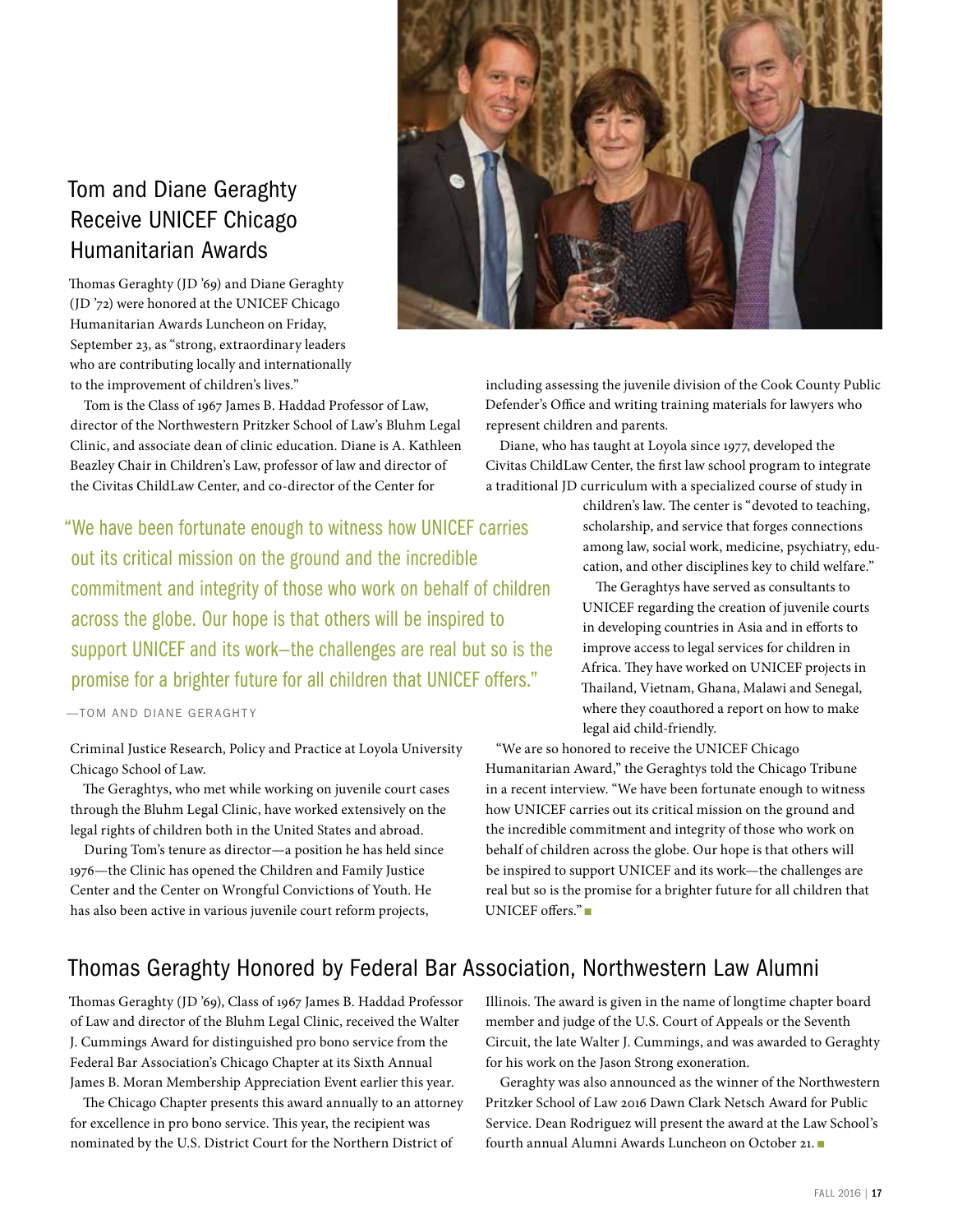## Tom and Diane Geraghty Receive UNICEF Chicago Humanitarian Awards

Thomas Geraghty (JD '69) and Diane Geraghty (JD '72) were honored at the UNICEF Chicago Humanitarian Awards Luncheon on Friday, September 23, as "strong, extraordinary leaders who are contributing locally and internationally to the improvement of children's lives."

Tom is the Class of 1967 James B. Haddad Professor of Law, director of the Northwestern Pritzker School of Law's Bluhm Legal Clinic, and associate dean of clinic education. Diane is A. Kathleen Beazley Chair in Children's Law, professor of law and director of the Civitas ChildLaw Center, and co-director of the Center for Criminal Justice Research, Policy and Practice at Loyola University Chicago School of Law.

> "We have been fortunate enough to witness how UNICEF carries out its critical mission on the ground and the incredible commitment and integrity of those who work on behalf of children across the globe. Our hope is that others will be inspired to support UNICEF and its work—the challenges are real but so is the promise for a brighter future for all children that UNICEF offers."
>
> —TOM AND DIANE GERAGHTY

The Geraghtys, who met while working on juvenile court cases through the Bluhm Legal Clinic, have worked extensively on the legal rights of children both in the United States and abroad.

During Tom's tenure as director—a position he has held since 1976—the Clinic has opened the Children and Family Justice Center and the Center on Wrongful Convictions of Youth. He has also been active in various juvenile court reform projects, including assessing the juvenile division of the Cook County Public Defender's Office and writing training materials for lawyers who represent children and parents.

Diane, who has taught at Loyola since 1977, developed the Civitas ChildLaw Center, the first law school program to integrate a traditional JD curriculum with a specialized course of study in children's law. The center is "devoted to teaching, scholarship, and service that forges connections among law, social work, medicine, psychiatry, education, and other disciplines key to child welfare."

The Geraghtys have served as consultants to UNICEF regarding the creation of juvenile courts in developing countries in Asia and in efforts to improve access to legal services for children in Africa. They have worked on UNICEF projects in Thailand, Vietnam, Ghana, Malawi and Senegal, where they coauthored a report on how to make legal aid child-friendly.

"We are so honored to receive the UNICEF Chicago Humanitarian Award," the Geraghtys told the Chicago Tribune in a recent interview. "We have been fortunate enough to witness how UNICEF carries out its critical mission on the ground and the incredible commitment and integrity of those who work on behalf of children across the globe. Our hope is that others will be inspired to support UNICEF and its work—the challenges are real but so is the promise for a brighter future for all children that UNICEF offers." ■

## Thomas Geraghty Honored by Federal Bar Association, Northwestern Law Alumni

Thomas Geraghty (JD '69), Class of 1967 James B. Haddad Professor of Law and director of the Bluhm Legal Clinic, received the Walter J. Cummings Award for distinguished pro bono service from the Federal Bar Association's Chicago Chapter at its Sixth Annual James B. Moran Membership Appreciation Event earlier this year.

The Chicago Chapter presents this award annually to an attorney for excellence in pro bono service. This year, the recipient was nominated by the U.S. District Court for the Northern District of Illinois. The award is given in the name of longtime chapter board member and judge of the U.S. Court of Appeals or the Seventh Circuit, the late Walter J. Cummings, and was awarded to Geraghty for his work on the Jason Strong exoneration.

Geraghty was also announced as the winner of the Northwestern Pritzker School of Law 2016 Dawn Clark Netsch Award for Public Service. Dean Rodriguez will present the award at the Law School's fourth annual Alumni Awards Luncheon on October 21. ■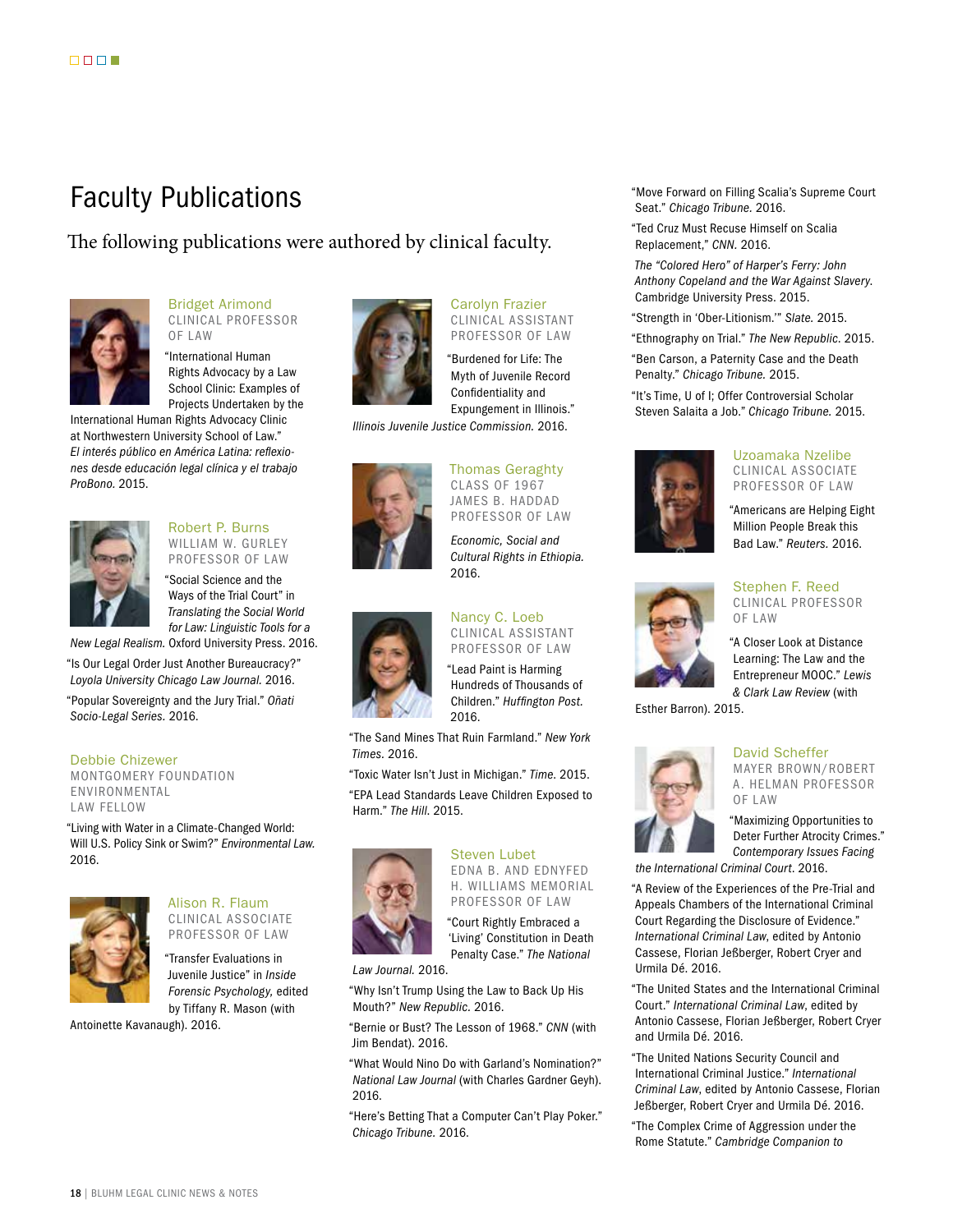# Faculty Publications

The following publications were authored by clinical faculty.

### Bridget Arimond
CLINICAL PROFESSOR OF LAW

"International Human Rights Advocacy by a Law School Clinic: Examples of Projects Undertaken by the International Human Rights Advocacy Clinic at Northwestern University School of Law." *El interés público en América Latina: reflexiones desde educación legal clínica y el trabajo ProBono.* 2015.

### Robert P. Burns
WILLIAM W. GURLEY PROFESSOR OF LAW

"Social Science and the Ways of the Trial Court" in *Translating the Social World for Law: Linguistic Tools for a New Legal Realism.* Oxford University Press. 2016.

"Is Our Legal Order Just Another Bureaucracy?" *Loyola University Chicago Law Journal.* 2016.

"Popular Sovereignty and the Jury Trial." *Oñati Socio-Legal Series.* 2016.

### Debbie Chizewer
MONTGOMERY FOUNDATION ENVIRONMENTAL LAW FELLOW

"Living with Water in a Climate-Changed World: Will U.S. Policy Sink or Swim?" *Environmental Law.* 2016.

### Alison R. Flaum
CLINICAL ASSOCIATE PROFESSOR OF LAW

"Transfer Evaluations in Juvenile Justice" in *Inside Forensic Psychology*, edited by Tiffany R. Mason (with Antoinette Kavanaugh). 2016.

### Carolyn Frazier
CLINICAL ASSISTANT PROFESSOR OF LAW

"Burdened for Life: The Myth of Juvenile Record Confidentiality and Expungement in Illinois." *Illinois Juvenile Justice Commission.* 2016.

### Thomas Geraghty
CLASS OF 1967 JAMES B. HADDAD PROFESSOR OF LAW

*Economic, Social and Cultural Rights in Ethiopia.* 2016.

### Nancy C. Loeb
CLINICAL ASSISTANT PROFESSOR OF LAW

"Lead Paint is Harming Hundreds of Thousands of Children." *Huffington Post.* 2016.

"The Sand Mines That Ruin Farmland." *New York Times.* 2016.

"Toxic Water Isn't Just in Michigan." *Time.* 2015.

"EPA Lead Standards Leave Children Exposed to Harm." *The Hill.* 2015.

### Steven Lubet
EDNA B. AND EDNYFED H. WILLIAMS MEMORIAL PROFESSOR OF LAW

"Court Rightly Embraced a 'Living' Constitution in Death Penalty Case." *The National Law Journal.* 2016.

"Why Isn't Trump Using the Law to Back Up His Mouth?" *New Republic.* 2016.

"Bernie or Bust? The Lesson of 1968." *CNN* (with Jim Bendat). 2016.

"What Would Nino Do with Garland's Nomination?" *National Law Journal* (with Charles Gardner Geyh). 2016.

"Here's Betting That a Computer Can't Play Poker." *Chicago Tribune.* 2016.

"Move Forward on Filling Scalia's Supreme Court Seat." *Chicago Tribune.* 2016.

"Ted Cruz Must Recuse Himself on Scalia Replacement," *CNN.* 2016.

*The "Colored Hero" of Harper's Ferry: John Anthony Copeland and the War Against Slavery.* Cambridge University Press. 2015.

"Strength in 'Ober-Litionism.'" *Slate.* 2015.

"Ethnography on Trial." *The New Republic.* 2015.

"Ben Carson, a Paternity Case and the Death Penalty." *Chicago Tribune.* 2015.

"It's Time, U of I; Offer Controversial Scholar Steven Salaita a Job." *Chicago Tribune.* 2015.

### Uzoamaka Nzelibe
CLINICAL ASSOCIATE PROFESSOR OF LAW

"Americans are Helping Eight Million People Break this Bad Law." *Reuters.* 2016.

### Stephen F. Reed
CLINICAL PROFESSOR OF LAW

"A Closer Look at Distance Learning: The Law and the Entrepreneur MOOC." *Lewis & Clark Law Review* (with Esther Barron). 2015.

### David Scheffer
MAYER BROWN/ROBERT A. HELMAN PROFESSOR OF LAW

"Maximizing Opportunities to Deter Further Atrocity Crimes." *Contemporary Issues Facing the International Criminal Court.* 2016.

"A Review of the Experiences of the Pre-Trial and Appeals Chambers of the International Criminal Court Regarding the Disclosure of Evidence." *International Criminal Law*, edited by Antonio Cassese, Florian Jeßberger, Robert Cryer and Urmila Dé. 2016.

"The United States and the International Criminal Court." *International Criminal Law*, edited by Antonio Cassese, Florian Jeßberger, Robert Cryer and Urmila Dé. 2016.

"The United Nations Security Council and International Criminal Justice." *International Criminal Law*, edited by Antonio Cassese, Florian Jeßberger, Robert Cryer and Urmila Dé. 2016.

"The Complex Crime of Aggression under the Rome Statute." *Cambridge Companion to*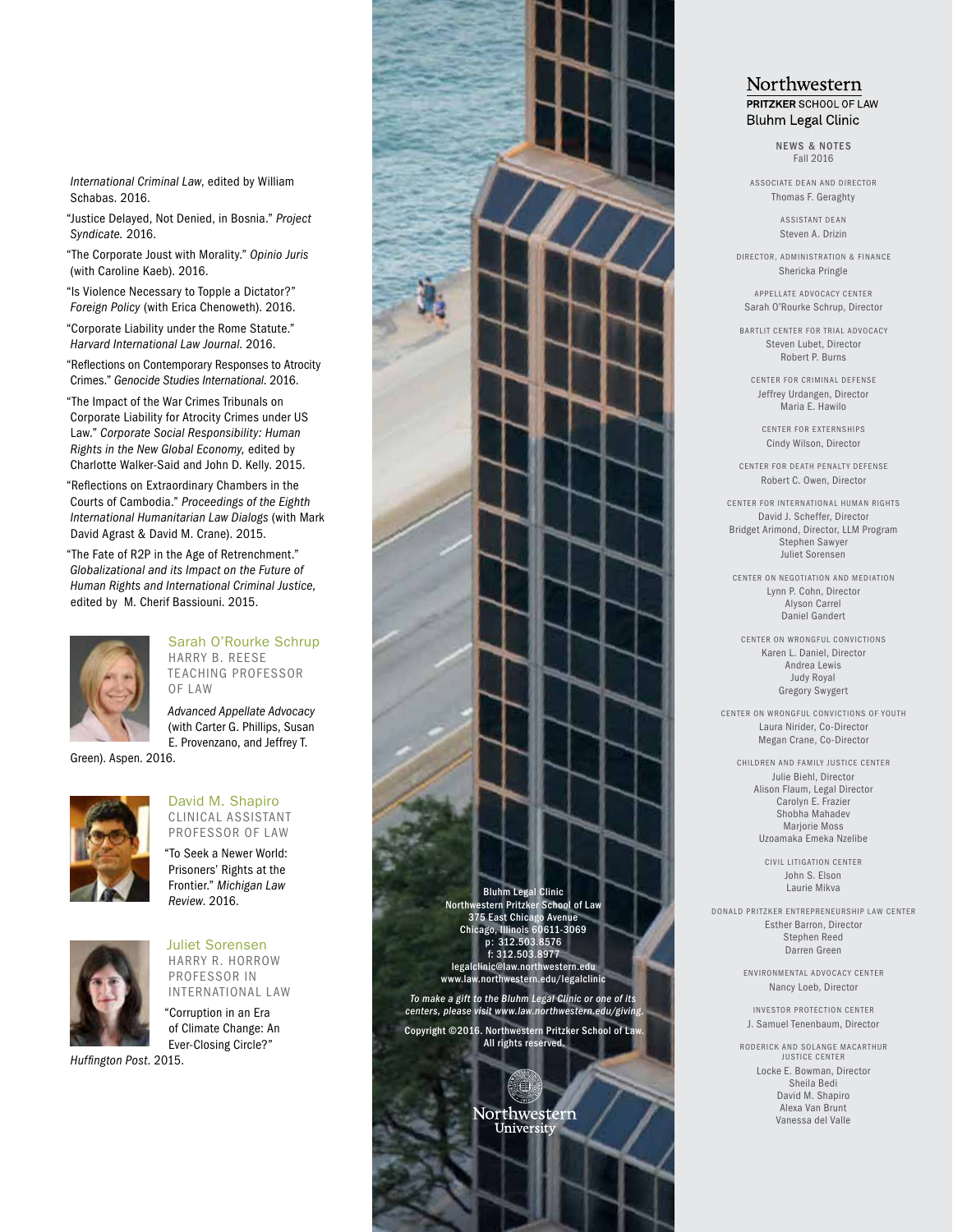*International Criminal Law*, edited by William Schabas. 2016.

"Justice Delayed, Not Denied, in Bosnia." *Project Syndicate.* 2016.

"The Corporate Joust with Morality." *Opinio Juris* (with Caroline Kaeb). 2016.

"Is Violence Necessary to Topple a Dictator?" *Foreign Policy* (with Erica Chenoweth). 2016.

"Corporate Liability under the Rome Statute." *Harvard International Law Journal.* 2016.

"Reflections on Contemporary Responses to Atrocity Crimes." *Genocide Studies International.* 2016.

"The Impact of the War Crimes Tribunals on Corporate Liability for Atrocity Crimes under US Law." *Corporate Social Responsibility: Human Rights in the New Global Economy,* edited by Charlotte Walker-Said and John D. Kelly. 2015.

"Reflections on Extraordinary Chambers in the Courts of Cambodia." *Proceedings of the Eighth International Humanitarian Law Dialogs* (with Mark David Agrast & David M. Crane). 2015.

"The Fate of R2P in the Age of Retrenchment." *Globalizational and its Impact on the Future of Human Rights and International Criminal Justice,* edited by M. Cherif Bassiouni. 2015.

### Sarah O'Rourke Schrup
HARRY B. REESE TEACHING PROFESSOR OF LAW

*Advanced Appellate Advocacy* (with Carter G. Phillips, Susan E. Provenzano, and Jeffrey T. Green). Aspen. 2016.

### David M. Shapiro
CLINICAL ASSISTANT PROFESSOR OF LAW

"To Seek a Newer World: Prisoners' Rights at the Frontier." *Michigan Law Review.* 2016.

### Juliet Sorensen
HARRY R. HORROW PROFESSOR IN INTERNATIONAL LAW

"Corruption in an Era of Climate Change: An Ever-Closing Circle?" *Huffington Post.* 2015.

Bluhm Legal Clinic
Northwestern Pritzker School of Law
375 East Chicago Avenue
Chicago, Illinois 60611-3069
p: 312.503.8576
f: 312.503.8977
legalclinic@law.northwestern.edu
www.law.northwestern.edu/legalclinic

*To make a gift to the Bluhm Legal Clinic or one of its centers, please visit www.law.northwestern.edu/giving.*

Copyright ©2016. Northwestern Pritzker School of Law. All rights reserved.

Northwestern University

## Northwestern
**PRITZKER** SCHOOL OF LAW
Bluhm Legal Clinic

NEWS & NOTES
Fall 2016

ASSOCIATE DEAN AND DIRECTOR
Thomas F. Geraghty

ASSISTANT DEAN
Steven A. Drizin

DIRECTOR, ADMINISTRATION & FINANCE
Shericka Pringle

APPELLATE ADVOCACY CENTER
Sarah O'Rourke Schrup, Director

BARTLIT CENTER FOR TRIAL ADVOCACY
Steven Lubet, Director
Robert P. Burns

CENTER FOR CRIMINAL DEFENSE
Jeffrey Urdangen, Director
Maria E. Hawilo

CENTER FOR EXTERNSHIPS
Cindy Wilson, Director

CENTER FOR DEATH PENALTY DEFENSE
Robert C. Owen, Director

CENTER FOR INTERNATIONAL HUMAN RIGHTS
David J. Scheffer, Director
Bridget Arimond, Director, LLM Program
Stephen Sawyer
Juliet Sorensen

CENTER ON NEGOTIATION AND MEDIATION
Lynn P. Cohn, Director
Alyson Carrel
Daniel Gandert

CENTER ON WRONGFUL CONVICTIONS
Karen L. Daniel, Director
Andrea Lewis
Judy Royal
Gregory Swygert

CENTER ON WRONGFUL CONVICTIONS OF YOUTH
Laura Nirider, Co-Director
Megan Crane, Co-Director

CHILDREN AND FAMILY JUSTICE CENTER
Julie Biehl, Director
Alison Flaum, Legal Director
Carolyn E. Frazier
Shobha Mahadev
Marjorie Moss
Uzoamaka Emeka Nzelibe

CIVIL LITIGATION CENTER
John S. Elson
Laurie Mikva

DONALD PRITZKER ENTREPRENEURSHIP LAW CENTER
Esther Barron, Director
Stephen Reed
Darren Green

ENVIRONMENTAL ADVOCACY CENTER
Nancy Loeb, Director

INVESTOR PROTECTION CENTER
J. Samuel Tenenbaum, Director

RODERICK AND SOLANGE MACARTHUR JUSTICE CENTER
Locke E. Bowman, Director
Sheila Bedi
David M. Shapiro
Alexa Van Brunt
Vanessa del Valle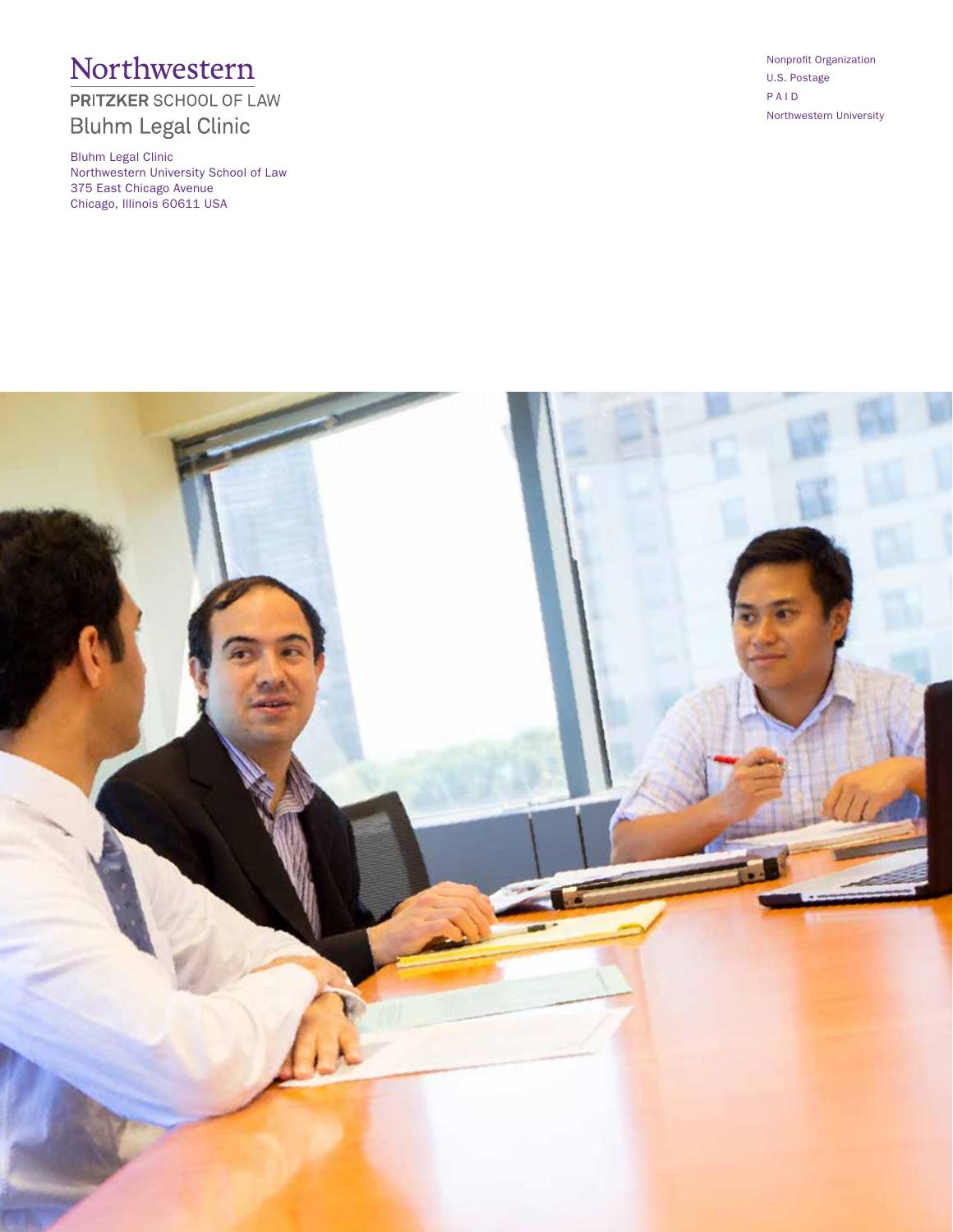Northwestern

PRITZKER SCHOOL OF LAW

Bluhm Legal Clinic

Bluhm Legal Clinic
Northwestern University School of Law
375 East Chicago Avenue
Chicago, Illinois 60611 USA

Nonprofit Organization
U.S. Postage
PAID
Northwestern University